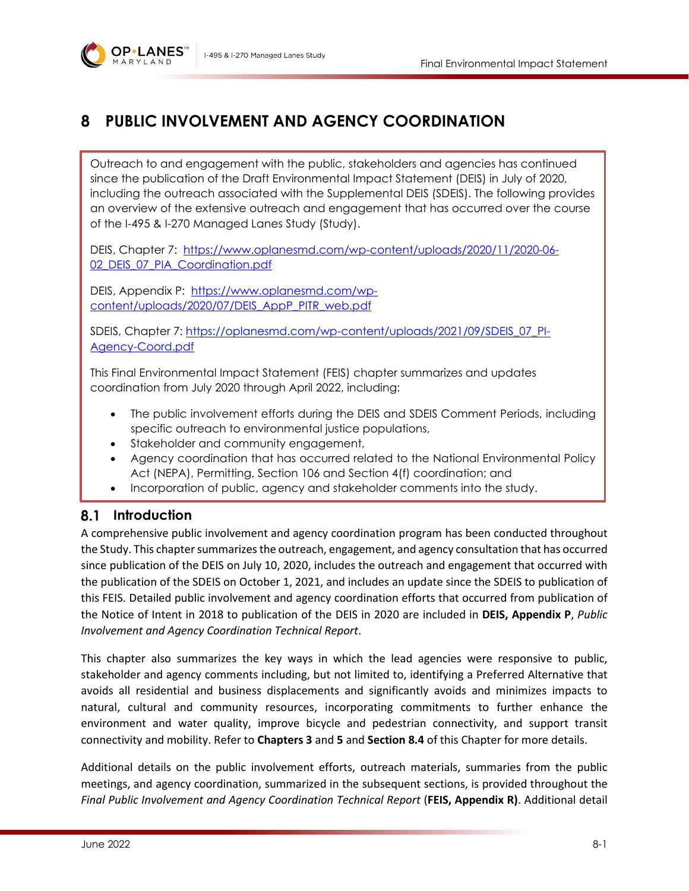# 8 PUBLIC INVOLVEMENT AND AGENCY COORDINATION

Outreach to and engagement with the public, stakeholders and agencies has continued since the publication of the Draft Environmental Impact Statement (DEIS) in July of 2020, including the outreach associated with the Supplemental DEIS (SDEIS). The following provides an overview of the extensive outreach and engagement that has occurred over the course of the I-495 & I-270 Managed Lanes Study (Study).

DEIS, Chapter 7: https://www.oplanesmd.com/wp-content/uploads/2020/11/2020-06-02_DEIS_07_PIA_Coordination.pdf

DEIS, Appendix P: https://www.oplanesmd.com/wp-content/uploads/2020/07/DEIS_AppP_PITR_web.pdf

SDEIS, Chapter 7: https://oplanesmd.com/wp-content/uploads/2021/09/SDEIS_07_PI-Agency-Coord.pdf

This Final Environmental Impact Statement (FEIS) chapter summarizes and updates coordination from July 2020 through April 2022, including:

- The public involvement efforts during the DEIS and SDEIS Comment Periods, including specific outreach to environmental justice populations,
- Stakeholder and community engagement,
- Agency coordination that has occurred related to the National Environmental Policy Act (NEPA), Permitting, Section 106 and Section 4(f) coordination; and
- Incorporation of public, agency and stakeholder comments into the study.

## 8.1 Introduction

A comprehensive public involvement and agency coordination program has been conducted throughout the Study. This chapter summarizes the outreach, engagement, and agency consultation that has occurred since publication of the DEIS on July 10, 2020, includes the outreach and engagement that occurred with the publication of the SDEIS on October 1, 2021, and includes an update since the SDEIS to publication of this FEIS. Detailed public involvement and agency coordination efforts that occurred from publication of the Notice of Intent in 2018 to publication of the DEIS in 2020 are included in **DEIS, Appendix P**, *Public Involvement and Agency Coordination Technical Report*.

This chapter also summarizes the key ways in which the lead agencies were responsive to public, stakeholder and agency comments including, but not limited to, identifying a Preferred Alternative that avoids all residential and business displacements and significantly avoids and minimizes impacts to natural, cultural and community resources, incorporating commitments to further enhance the environment and water quality, improve bicycle and pedestrian connectivity, and support transit connectivity and mobility. Refer to **Chapters 3** and **5** and **Section 8.4** of this Chapter for more details.

Additional details on the public involvement efforts, outreach materials, summaries from the public meetings, and agency coordination, summarized in the subsequent sections, is provided throughout the *Final Public Involvement and Agency Coordination Technical Report* (**FEIS, Appendix R)**. Additional detail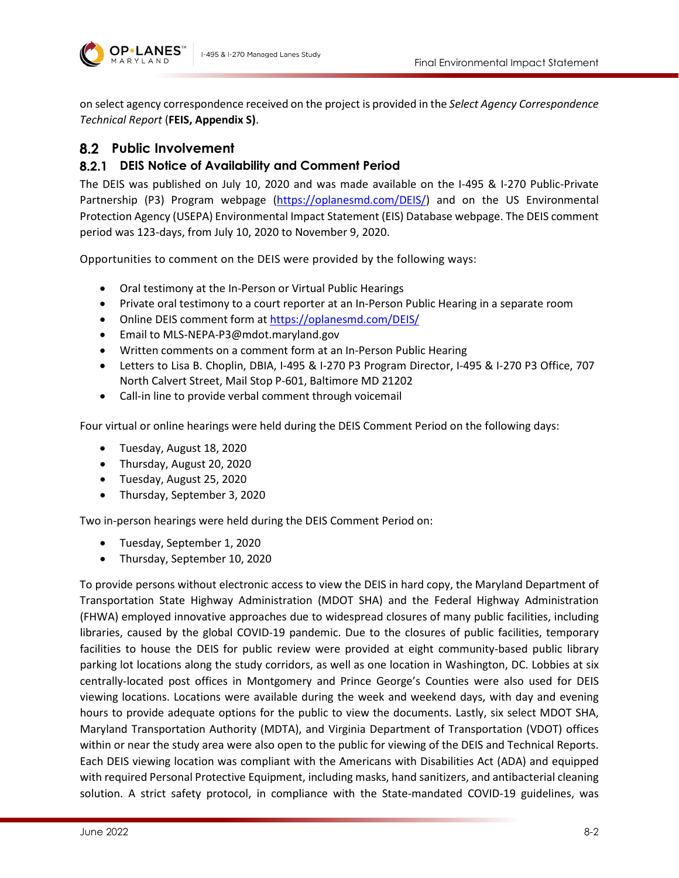on select agency correspondence received on the project is provided in the *Select Agency Correspondence Technical Report* (**FEIS, Appendix S)**.

## 8.2 Public Involvement

### 8.2.1 DEIS Notice of Availability and Comment Period

The DEIS was published on July 10, 2020 and was made available on the I-495 & I-270 Public-Private Partnership (P3) Program webpage (https://oplanesmd.com/DEIS/) and on the US Environmental Protection Agency (USEPA) Environmental Impact Statement (EIS) Database webpage. The DEIS comment period was 123-days, from July 10, 2020 to November 9, 2020.

Opportunities to comment on the DEIS were provided by the following ways:

- Oral testimony at the In-Person or Virtual Public Hearings
- Private oral testimony to a court reporter at an In-Person Public Hearing in a separate room
- Online DEIS comment form at https://oplanesmd.com/DEIS/
- Email to MLS-NEPA-P3@mdot.maryland.gov
- Written comments on a comment form at an In-Person Public Hearing
- Letters to Lisa B. Choplin, DBIA, I-495 & I-270 P3 Program Director, I-495 & I-270 P3 Office, 707 North Calvert Street, Mail Stop P-601, Baltimore MD 21202
- Call-in line to provide verbal comment through voicemail

Four virtual or online hearings were held during the DEIS Comment Period on the following days:

- Tuesday, August 18, 2020
- Thursday, August 20, 2020
- Tuesday, August 25, 2020
- Thursday, September 3, 2020

Two in-person hearings were held during the DEIS Comment Period on:

- Tuesday, September 1, 2020
- Thursday, September 10, 2020

To provide persons without electronic access to view the DEIS in hard copy, the Maryland Department of Transportation State Highway Administration (MDOT SHA) and the Federal Highway Administration (FHWA) employed innovative approaches due to widespread closures of many public facilities, including libraries, caused by the global COVID-19 pandemic. Due to the closures of public facilities, temporary facilities to house the DEIS for public review were provided at eight community-based public library parking lot locations along the study corridors, as well as one location in Washington, DC. Lobbies at six centrally-located post offices in Montgomery and Prince George's Counties were also used for DEIS viewing locations. Locations were available during the week and weekend days, with day and evening hours to provide adequate options for the public to view the documents. Lastly, six select MDOT SHA, Maryland Transportation Authority (MDTA), and Virginia Department of Transportation (VDOT) offices within or near the study area were also open to the public for viewing of the DEIS and Technical Reports. Each DEIS viewing location was compliant with the Americans with Disabilities Act (ADA) and equipped with required Personal Protective Equipment, including masks, hand sanitizers, and antibacterial cleaning solution. A strict safety protocol, in compliance with the State-mandated COVID-19 guidelines, was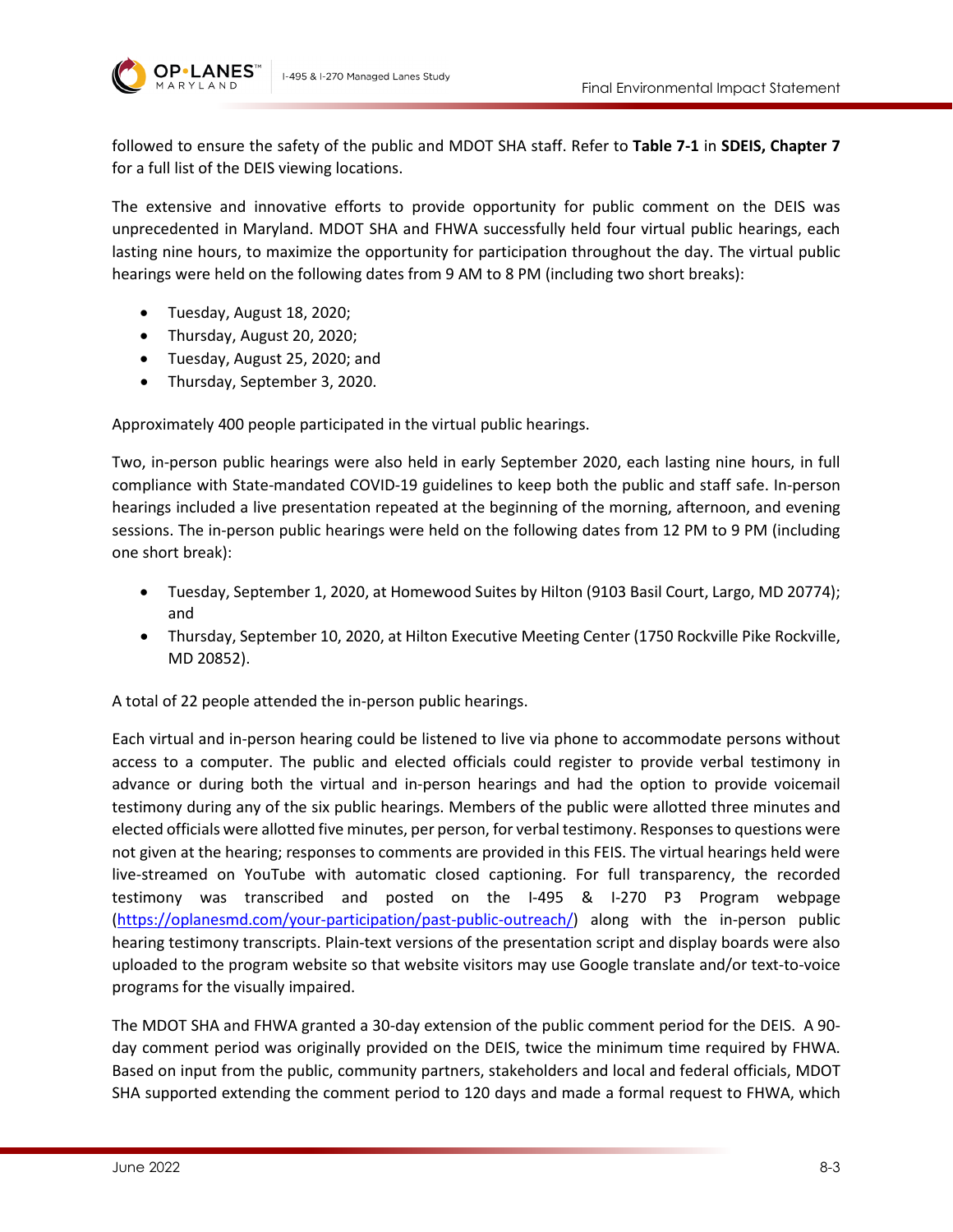followed to ensure the safety of the public and MDOT SHA staff. Refer to **Table 7-1** in **SDEIS, Chapter 7** for a full list of the DEIS viewing locations.

The extensive and innovative efforts to provide opportunity for public comment on the DEIS was unprecedented in Maryland. MDOT SHA and FHWA successfully held four virtual public hearings, each lasting nine hours, to maximize the opportunity for participation throughout the day. The virtual public hearings were held on the following dates from 9 AM to 8 PM (including two short breaks):

- Tuesday, August 18, 2020;
- Thursday, August 20, 2020;
- Tuesday, August 25, 2020; and
- Thursday, September 3, 2020.

Approximately 400 people participated in the virtual public hearings.

Two, in-person public hearings were also held in early September 2020, each lasting nine hours, in full compliance with State-mandated COVID-19 guidelines to keep both the public and staff safe. In-person hearings included a live presentation repeated at the beginning of the morning, afternoon, and evening sessions. The in-person public hearings were held on the following dates from 12 PM to 9 PM (including one short break):

- Tuesday, September 1, 2020, at Homewood Suites by Hilton (9103 Basil Court, Largo, MD 20774); and
- Thursday, September 10, 2020, at Hilton Executive Meeting Center (1750 Rockville Pike Rockville, MD 20852).

A total of 22 people attended the in-person public hearings.

Each virtual and in-person hearing could be listened to live via phone to accommodate persons without access to a computer. The public and elected officials could register to provide verbal testimony in advance or during both the virtual and in-person hearings and had the option to provide voicemail testimony during any of the six public hearings. Members of the public were allotted three minutes and elected officials were allotted five minutes, per person, for verbal testimony. Responses to questions were not given at the hearing; responses to comments are provided in this FEIS. The virtual hearings held were live-streamed on YouTube with automatic closed captioning. For full transparency, the recorded testimony was transcribed and posted on the I-495 & I-270 P3 Program webpage (https://oplanesmd.com/your-participation/past-public-outreach/) along with the in-person public hearing testimony transcripts. Plain-text versions of the presentation script and display boards were also uploaded to the program website so that website visitors may use Google translate and/or text-to-voice programs for the visually impaired.

The MDOT SHA and FHWA granted a 30-day extension of the public comment period for the DEIS. A 90-day comment period was originally provided on the DEIS, twice the minimum time required by FHWA. Based on input from the public, community partners, stakeholders and local and federal officials, MDOT SHA supported extending the comment period to 120 days and made a formal request to FHWA, which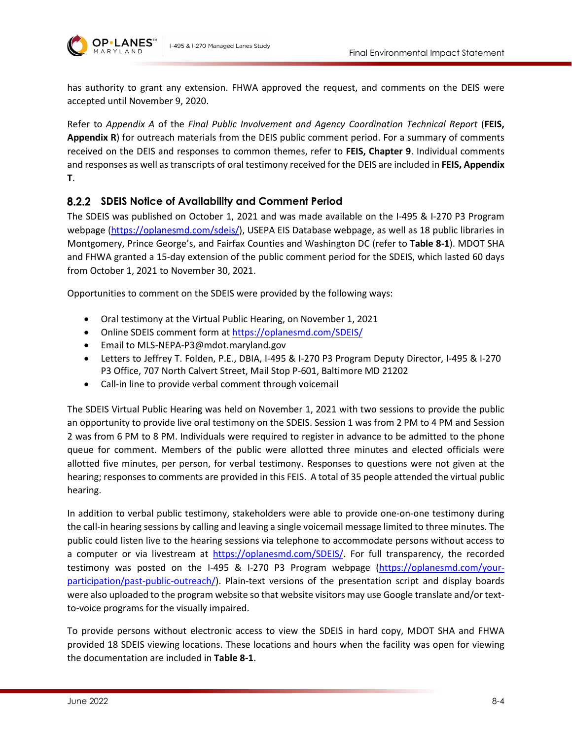has authority to grant any extension. FHWA approved the request, and comments on the DEIS were accepted until November 9, 2020.

Refer to *Appendix A* of the *Final Public Involvement and Agency Coordination Technical Report* (**FEIS, Appendix R**) for outreach materials from the DEIS public comment period. For a summary of comments received on the DEIS and responses to common themes, refer to **FEIS, Chapter 9**. Individual comments and responses as well as transcripts of oral testimony received for the DEIS are included in **FEIS, Appendix T**.

### 8.2.2 SDEIS Notice of Availability and Comment Period

The SDEIS was published on October 1, 2021 and was made available on the I-495 & I-270 P3 Program webpage (https://oplanesmd.com/sdeis/), USEPA EIS Database webpage, as well as 18 public libraries in Montgomery, Prince George's, and Fairfax Counties and Washington DC (refer to **Table 8-1**). MDOT SHA and FHWA granted a 15-day extension of the public comment period for the SDEIS, which lasted 60 days from October 1, 2021 to November 30, 2021.

Opportunities to comment on the SDEIS were provided by the following ways:

- Oral testimony at the Virtual Public Hearing, on November 1, 2021
- Online SDEIS comment form at https://oplanesmd.com/SDEIS/
- Email to MLS-NEPA-P3@mdot.maryland.gov
- Letters to Jeffrey T. Folden, P.E., DBIA, I-495 & I-270 P3 Program Deputy Director, I-495 & I-270 P3 Office, 707 North Calvert Street, Mail Stop P-601, Baltimore MD 21202
- Call-in line to provide verbal comment through voicemail

The SDEIS Virtual Public Hearing was held on November 1, 2021 with two sessions to provide the public an opportunity to provide live oral testimony on the SDEIS. Session 1 was from 2 PM to 4 PM and Session 2 was from 6 PM to 8 PM. Individuals were required to register in advance to be admitted to the phone queue for comment. Members of the public were allotted three minutes and elected officials were allotted five minutes, per person, for verbal testimony. Responses to questions were not given at the hearing; responses to comments are provided in this FEIS. A total of 35 people attended the virtual public hearing.

In addition to verbal public testimony, stakeholders were able to provide one-on-one testimony during the call-in hearing sessions by calling and leaving a single voicemail message limited to three minutes. The public could listen live to the hearing sessions via telephone to accommodate persons without access to a computer or via livestream at https://oplanesmd.com/SDEIS/. For full transparency, the recorded testimony was posted on the I-495 & I-270 P3 Program webpage (https://oplanesmd.com/your-participation/past-public-outreach/). Plain-text versions of the presentation script and display boards were also uploaded to the program website so that website visitors may use Google translate and/or text-to-voice programs for the visually impaired.

To provide persons without electronic access to view the SDEIS in hard copy, MDOT SHA and FHWA provided 18 SDEIS viewing locations. These locations and hours when the facility was open for viewing the documentation are included in **Table 8-1**.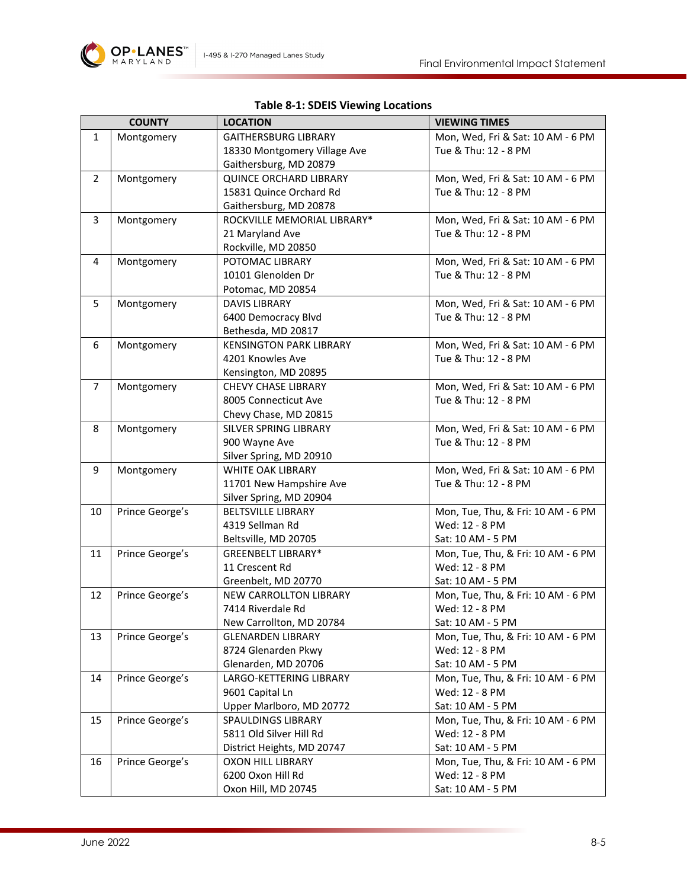**Table 8-1: SDEIS Viewing Locations**

| | COUNTY | LOCATION | VIEWING TIMES |
|---|---|---|---|
| 1 | Montgomery | GAITHERSBURG LIBRARY<br>18330 Montgomery Village Ave<br>Gaithersburg, MD 20879 | Mon, Wed, Fri & Sat: 10 AM - 6 PM<br>Tue & Thu: 12 - 8 PM |
| 2 | Montgomery | QUINCE ORCHARD LIBRARY<br>15831 Quince Orchard Rd<br>Gaithersburg, MD 20878 | Mon, Wed, Fri & Sat: 10 AM - 6 PM<br>Tue & Thu: 12 - 8 PM |
| 3 | Montgomery | ROCKVILLE MEMORIAL LIBRARY*<br>21 Maryland Ave<br>Rockville, MD 20850 | Mon, Wed, Fri & Sat: 10 AM - 6 PM<br>Tue & Thu: 12 - 8 PM |
| 4 | Montgomery | POTOMAC LIBRARY<br>10101 Glenolden Dr<br>Potomac, MD 20854 | Mon, Wed, Fri & Sat: 10 AM - 6 PM<br>Tue & Thu: 12 - 8 PM |
| 5 | Montgomery | DAVIS LIBRARY<br>6400 Democracy Blvd<br>Bethesda, MD 20817 | Mon, Wed, Fri & Sat: 10 AM - 6 PM<br>Tue & Thu: 12 - 8 PM |
| 6 | Montgomery | KENSINGTON PARK LIBRARY<br>4201 Knowles Ave<br>Kensington, MD 20895 | Mon, Wed, Fri & Sat: 10 AM - 6 PM<br>Tue & Thu: 12 - 8 PM |
| 7 | Montgomery | CHEVY CHASE LIBRARY<br>8005 Connecticut Ave<br>Chevy Chase, MD 20815 | Mon, Wed, Fri & Sat: 10 AM - 6 PM<br>Tue & Thu: 12 - 8 PM |
| 8 | Montgomery | SILVER SPRING LIBRARY<br>900 Wayne Ave<br>Silver Spring, MD 20910 | Mon, Wed, Fri & Sat: 10 AM - 6 PM<br>Tue & Thu: 12 - 8 PM |
| 9 | Montgomery | WHITE OAK LIBRARY<br>11701 New Hampshire Ave<br>Silver Spring, MD 20904 | Mon, Wed, Fri & Sat: 10 AM - 6 PM<br>Tue & Thu: 12 - 8 PM |
| 10 | Prince George's | BELTSVILLE LIBRARY<br>4319 Sellman Rd<br>Beltsville, MD 20705 | Mon, Tue, Thu, & Fri: 10 AM - 6 PM<br>Wed: 12 - 8 PM<br>Sat: 10 AM - 5 PM |
| 11 | Prince George's | GREENBELT LIBRARY*<br>11 Crescent Rd<br>Greenbelt, MD 20770 | Mon, Tue, Thu, & Fri: 10 AM - 6 PM<br>Wed: 12 - 8 PM<br>Sat: 10 AM - 5 PM |
| 12 | Prince George's | NEW CARROLLTON LIBRARY<br>7414 Riverdale Rd<br>New Carrollton, MD 20784 | Mon, Tue, Thu, & Fri: 10 AM - 6 PM<br>Wed: 12 - 8 PM<br>Sat: 10 AM - 5 PM |
| 13 | Prince George's | GLENARDEN LIBRARY<br>8724 Glenarden Pkwy<br>Glenarden, MD 20706 | Mon, Tue, Thu, & Fri: 10 AM - 6 PM<br>Wed: 12 - 8 PM<br>Sat: 10 AM - 5 PM |
| 14 | Prince George's | LARGO-KETTERING LIBRARY<br>9601 Capital Ln<br>Upper Marlboro, MD 20772 | Mon, Tue, Thu, & Fri: 10 AM - 6 PM<br>Wed: 12 - 8 PM<br>Sat: 10 AM - 5 PM |
| 15 | Prince George's | SPAULDINGS LIBRARY<br>5811 Old Silver Hill Rd<br>District Heights, MD 20747 | Mon, Tue, Thu, & Fri: 10 AM - 6 PM<br>Wed: 12 - 8 PM<br>Sat: 10 AM - 5 PM |
| 16 | Prince George's | OXON HILL LIBRARY<br>6200 Oxon Hill Rd<br>Oxon Hill, MD 20745 | Mon, Tue, Thu, & Fri: 10 AM - 6 PM<br>Wed: 12 - 8 PM<br>Sat: 10 AM - 5 PM |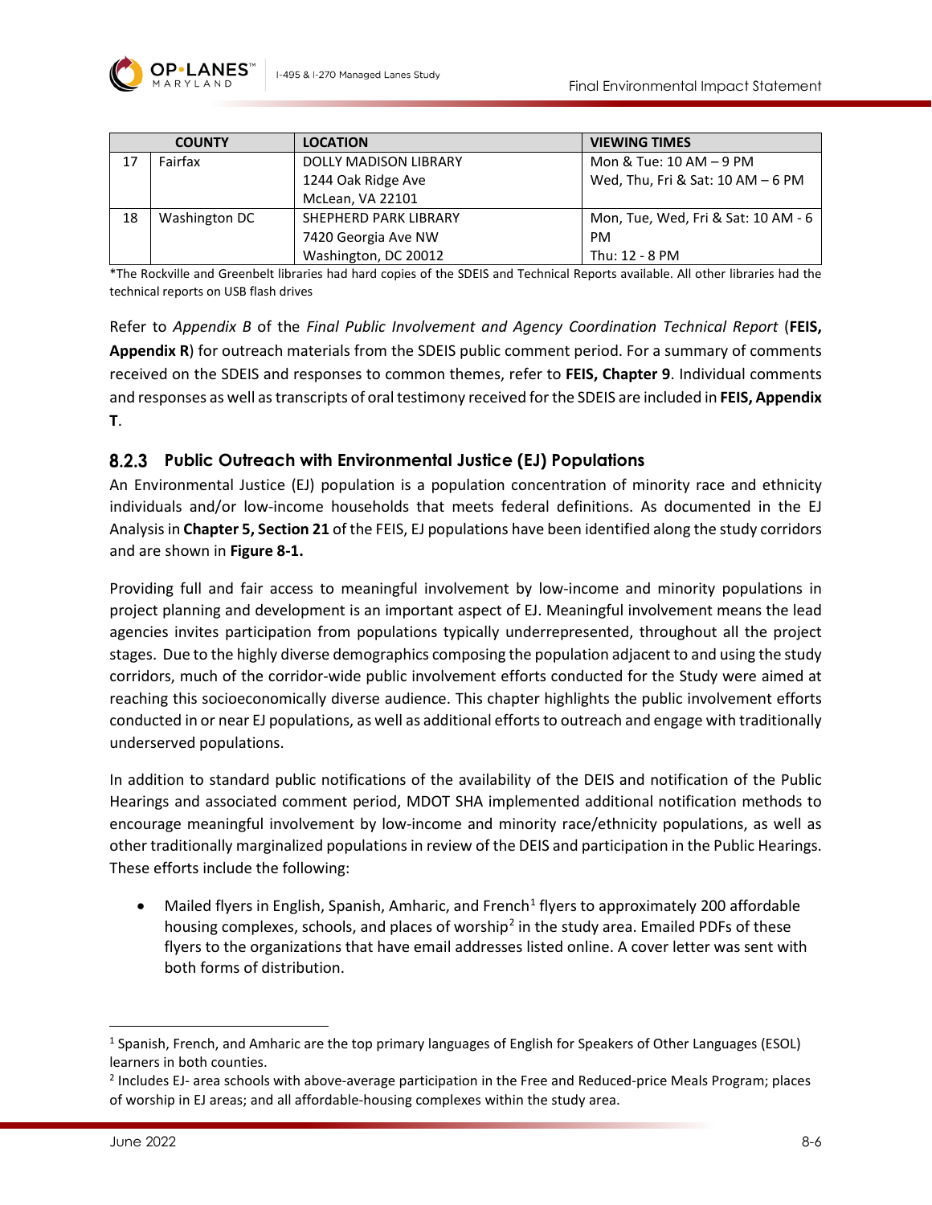| | COUNTY | LOCATION | VIEWING TIMES |
|---|---|---|---|
| 17 | Fairfax | DOLLY MADISON LIBRARY<br>1244 Oak Ridge Ave<br>McLean, VA 22101 | Mon & Tue: 10 AM – 9 PM<br>Wed, Thu, Fri & Sat: 10 AM – 6 PM |
| 18 | Washington DC | SHEPHERD PARK LIBRARY<br>7420 Georgia Ave NW<br>Washington, DC 20012 | Mon, Tue, Wed, Fri & Sat: 10 AM - 6 PM<br>Thu: 12 - 8 PM |

*The Rockville and Greenbelt libraries had hard copies of the SDEIS and Technical Reports available. All other libraries had the technical reports on USB flash drives

Refer to *Appendix B* of the *Final Public Involvement and Agency Coordination Technical Report* (**FEIS, Appendix R**) for outreach materials from the SDEIS public comment period. For a summary of comments received on the SDEIS and responses to common themes, refer to **FEIS, Chapter 9**. Individual comments and responses as well as transcripts of oral testimony received for the SDEIS are included in **FEIS, Appendix T**.

### 8.2.3 Public Outreach with Environmental Justice (EJ) Populations

An Environmental Justice (EJ) population is a population concentration of minority race and ethnicity individuals and/or low-income households that meets federal definitions. As documented in the EJ Analysis in **Chapter 5, Section 21** of the FEIS, EJ populations have been identified along the study corridors and are shown in **Figure 8-1.**

Providing full and fair access to meaningful involvement by low-income and minority populations in project planning and development is an important aspect of EJ. Meaningful involvement means the lead agencies invites participation from populations typically underrepresented, throughout all the project stages. Due to the highly diverse demographics composing the population adjacent to and using the study corridors, much of the corridor-wide public involvement efforts conducted for the Study were aimed at reaching this socioeconomically diverse audience. This chapter highlights the public involvement efforts conducted in or near EJ populations, as well as additional efforts to outreach and engage with traditionally underserved populations.

In addition to standard public notifications of the availability of the DEIS and notification of the Public Hearings and associated comment period, MDOT SHA implemented additional notification methods to encourage meaningful involvement by low-income and minority race/ethnicity populations, as well as other traditionally marginalized populations in review of the DEIS and participation in the Public Hearings. These efforts include the following:

- Mailed flyers in English, Spanish, Amharic, and French[1] flyers to approximately 200 affordable housing complexes, schools, and places of worship[2] in the study area. Emailed PDFs of these flyers to the organizations that have email addresses listed online. A cover letter was sent with both forms of distribution.

---

[1] Spanish, French, and Amharic are the top primary languages of English for Speakers of Other Languages (ESOL) learners in both counties.

[2] Includes EJ- area schools with above-average participation in the Free and Reduced-price Meals Program; places of worship in EJ areas; and all affordable-housing complexes within the study area.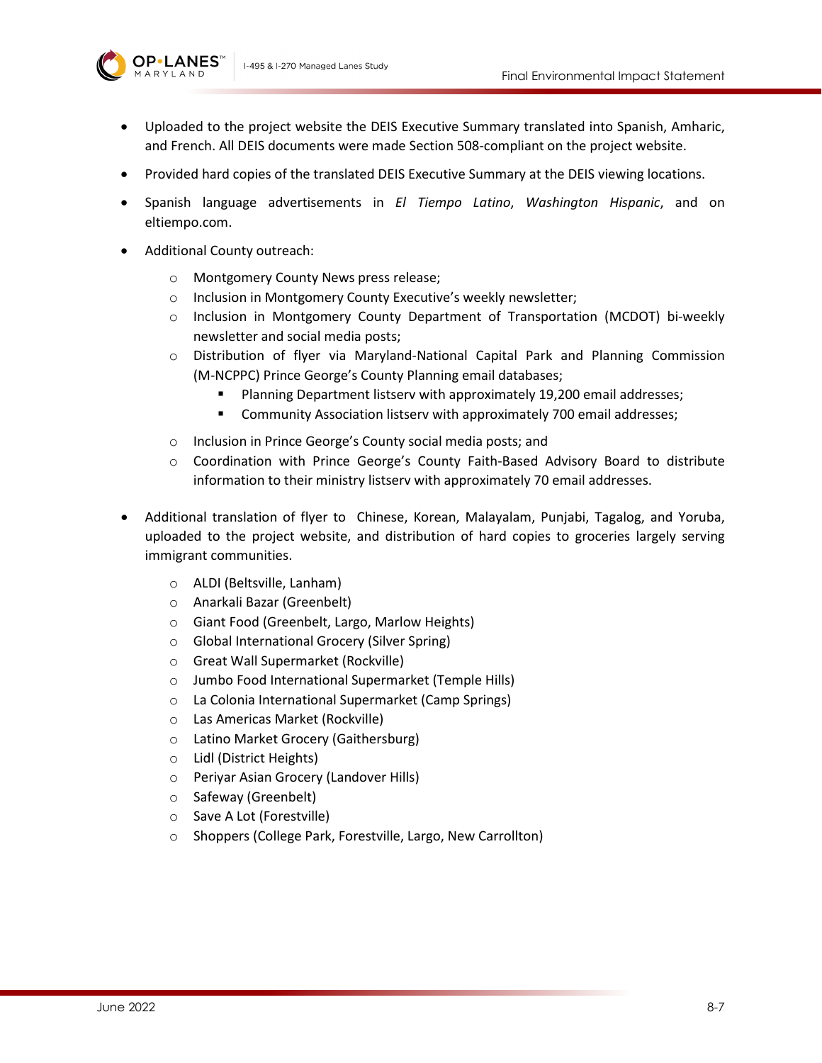- Uploaded to the project website the DEIS Executive Summary translated into Spanish, Amharic, and French. All DEIS documents were made Section 508-compliant on the project website.
- Provided hard copies of the translated DEIS Executive Summary at the DEIS viewing locations.
- Spanish language advertisements in *El Tiempo Latino*, *Washington Hispanic*, and on eltiempo.com.
- Additional County outreach:
  - Montgomery County News press release;
  - Inclusion in Montgomery County Executive's weekly newsletter;
  - Inclusion in Montgomery County Department of Transportation (MCDOT) bi-weekly newsletter and social media posts;
  - Distribution of flyer via Maryland-National Capital Park and Planning Commission (M-NCPPC) Prince George's County Planning email databases;
    - Planning Department listserv with approximately 19,200 email addresses;
    - Community Association listserv with approximately 700 email addresses;
  - Inclusion in Prince George's County social media posts; and
  - Coordination with Prince George's County Faith-Based Advisory Board to distribute information to their ministry listserv with approximately 70 email addresses.
- Additional translation of flyer to Chinese, Korean, Malayalam, Punjabi, Tagalog, and Yoruba, uploaded to the project website, and distribution of hard copies to groceries largely serving immigrant communities.
  - ALDI (Beltsville, Lanham)
  - Anarkali Bazar (Greenbelt)
  - Giant Food (Greenbelt, Largo, Marlow Heights)
  - Global International Grocery (Silver Spring)
  - Great Wall Supermarket (Rockville)
  - Jumbo Food International Supermarket (Temple Hills)
  - La Colonia International Supermarket (Camp Springs)
  - Las Americas Market (Rockville)
  - Latino Market Grocery (Gaithersburg)
  - Lidl (District Heights)
  - Periyar Asian Grocery (Landover Hills)
  - Safeway (Greenbelt)
  - Save A Lot (Forestville)
  - Shoppers (College Park, Forestville, Largo, New Carrollton)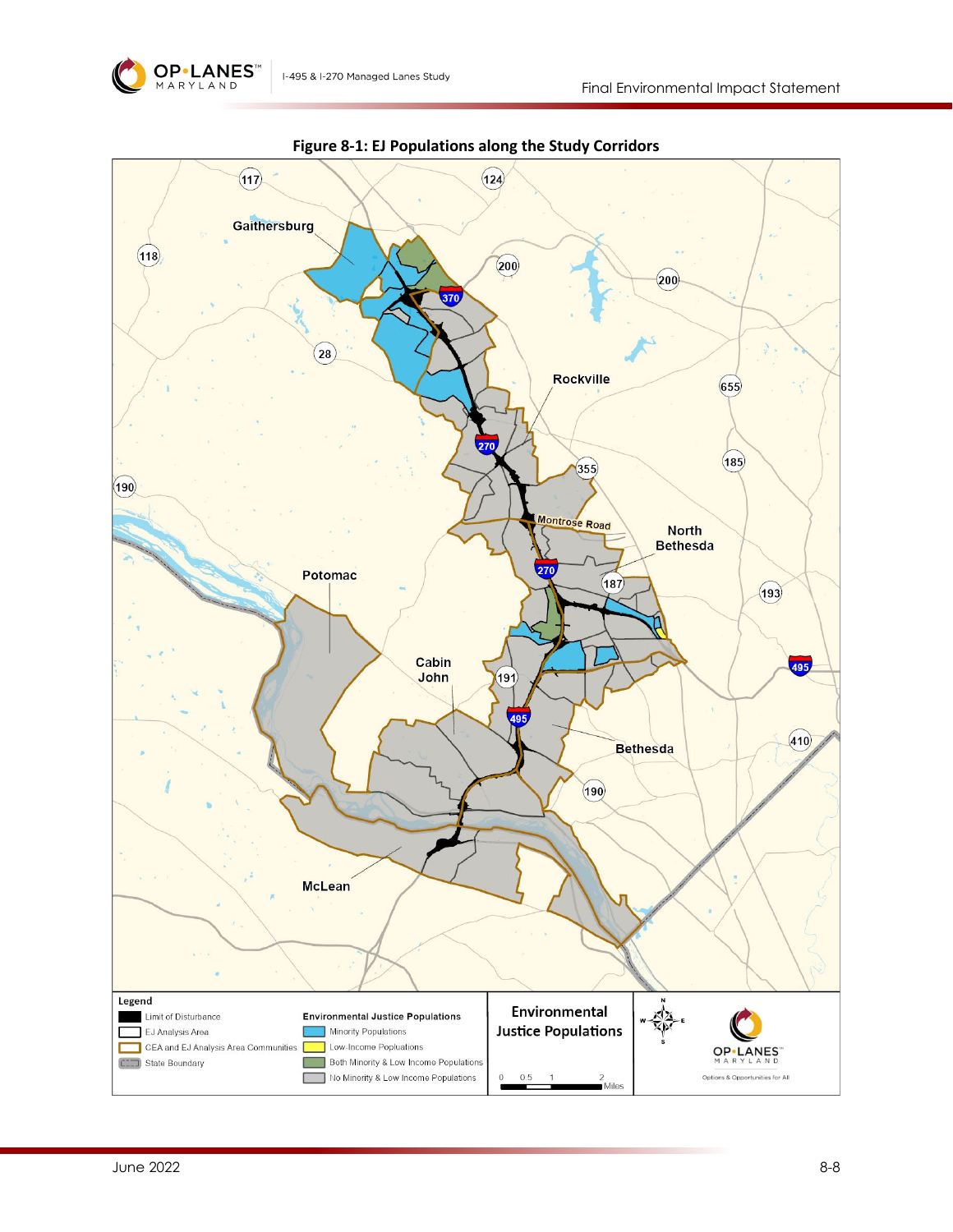**Figure 8-1: EJ Populations along the Study Corridors**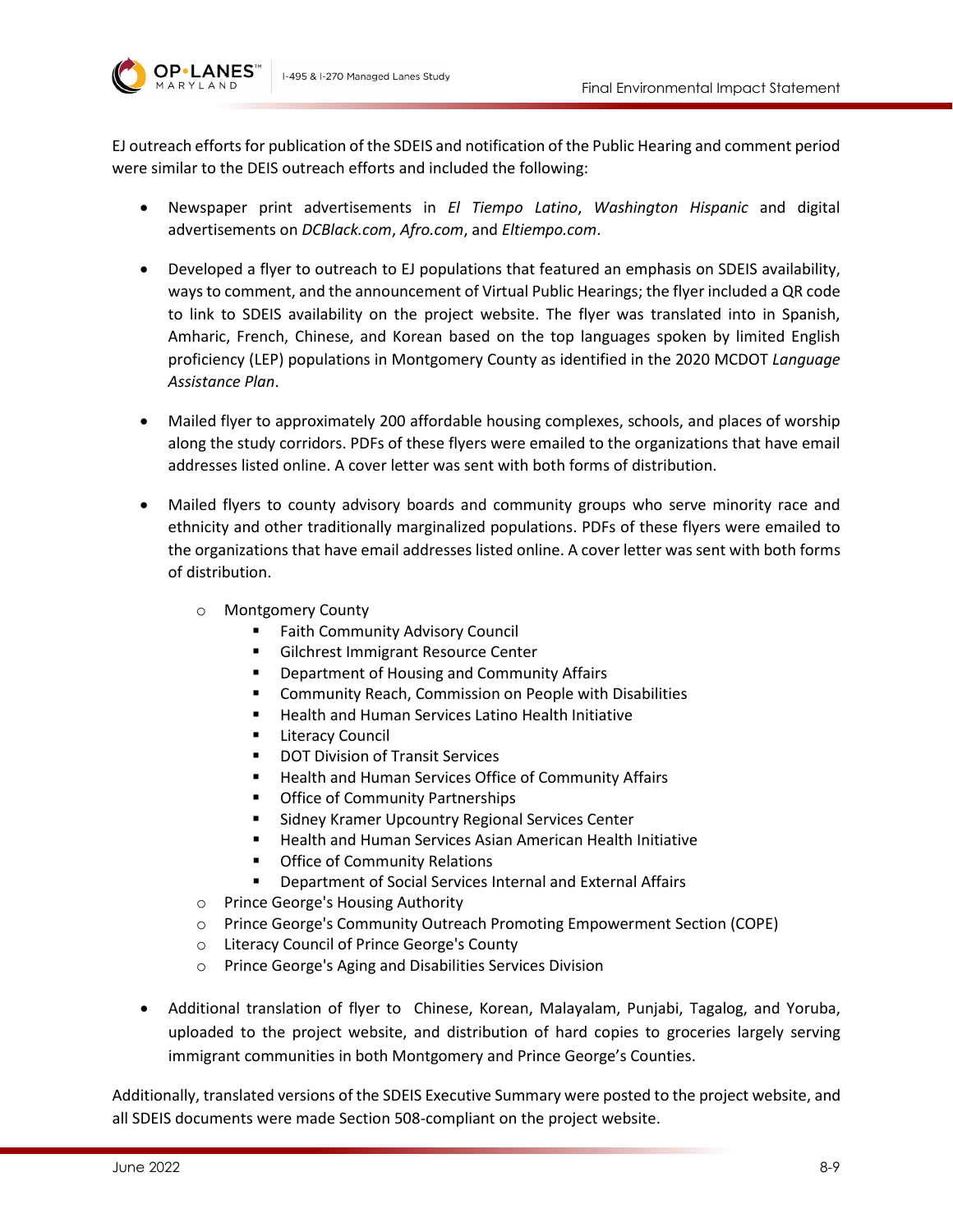EJ outreach efforts for publication of the SDEIS and notification of the Public Hearing and comment period were similar to the DEIS outreach efforts and included the following:

- Newspaper print advertisements in *El Tiempo Latino*, *Washington Hispanic* and digital advertisements on *DCBlack.com*, *Afro.com*, and *Eltiempo.com*.
- Developed a flyer to outreach to EJ populations that featured an emphasis on SDEIS availability, ways to comment, and the announcement of Virtual Public Hearings; the flyer included a QR code to link to SDEIS availability on the project website. The flyer was translated into in Spanish, Amharic, French, Chinese, and Korean based on the top languages spoken by limited English proficiency (LEP) populations in Montgomery County as identified in the 2020 MCDOT *Language Assistance Plan*.
- Mailed flyer to approximately 200 affordable housing complexes, schools, and places of worship along the study corridors. PDFs of these flyers were emailed to the organizations that have email addresses listed online. A cover letter was sent with both forms of distribution.
- Mailed flyers to county advisory boards and community groups who serve minority race and ethnicity and other traditionally marginalized populations. PDFs of these flyers were emailed to the organizations that have email addresses listed online. A cover letter was sent with both forms of distribution.
  - Montgomery County
    - Faith Community Advisory Council
    - Gilchrest Immigrant Resource Center
    - Department of Housing and Community Affairs
    - Community Reach, Commission on People with Disabilities
    - Health and Human Services Latino Health Initiative
    - Literacy Council
    - DOT Division of Transit Services
    - Health and Human Services Office of Community Affairs
    - Office of Community Partnerships
    - Sidney Kramer Upcountry Regional Services Center
    - Health and Human Services Asian American Health Initiative
    - Office of Community Relations
    - Department of Social Services Internal and External Affairs
  - Prince George's Housing Authority
  - Prince George's Community Outreach Promoting Empowerment Section (COPE)
  - Literacy Council of Prince George's County
  - Prince George's Aging and Disabilities Services Division
- Additional translation of flyer to Chinese, Korean, Malayalam, Punjabi, Tagalog, and Yoruba, uploaded to the project website, and distribution of hard copies to groceries largely serving immigrant communities in both Montgomery and Prince George's Counties.

Additionally, translated versions of the SDEIS Executive Summary were posted to the project website, and all SDEIS documents were made Section 508-compliant on the project website.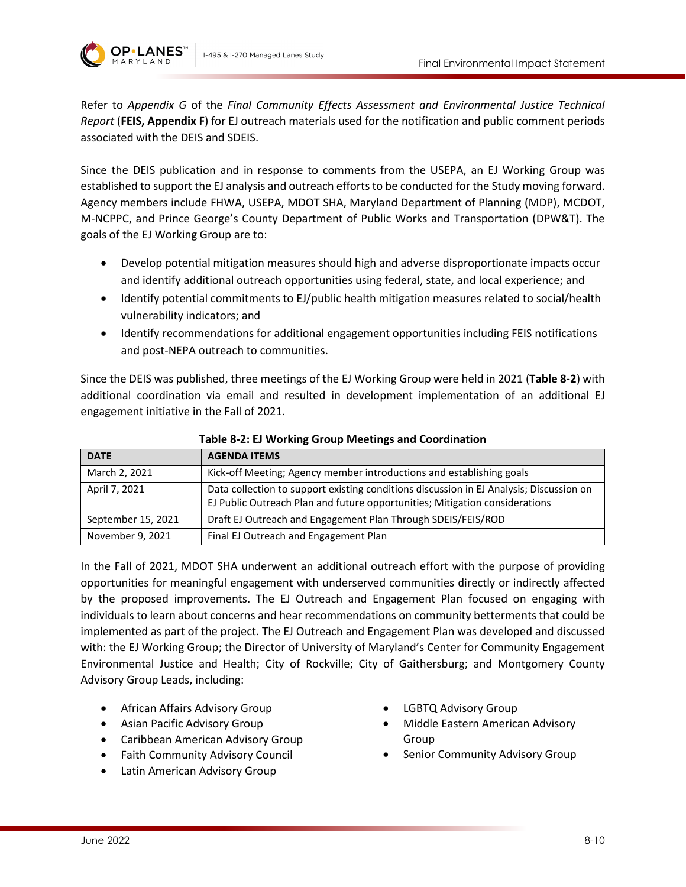Refer to *Appendix G* of the *Final Community Effects Assessment and Environmental Justice Technical Report* (**FEIS, Appendix F**) for EJ outreach materials used for the notification and public comment periods associated with the DEIS and SDEIS.

Since the DEIS publication and in response to comments from the USEPA, an EJ Working Group was established to support the EJ analysis and outreach efforts to be conducted for the Study moving forward. Agency members include FHWA, USEPA, MDOT SHA, Maryland Department of Planning (MDP), MCDOT, M-NCPPC, and Prince George's County Department of Public Works and Transportation (DPW&T). The goals of the EJ Working Group are to:

- Develop potential mitigation measures should high and adverse disproportionate impacts occur and identify additional outreach opportunities using federal, state, and local experience; and
- Identify potential commitments to EJ/public health mitigation measures related to social/health vulnerability indicators; and
- Identify recommendations for additional engagement opportunities including FEIS notifications and post-NEPA outreach to communities.

Since the DEIS was published, three meetings of the EJ Working Group were held in 2021 (**Table 8-2**) with additional coordination via email and resulted in development implementation of an additional EJ engagement initiative in the Fall of 2021.

**Table 8-2: EJ Working Group Meetings and Coordination**

| DATE | AGENDA ITEMS |
|---|---|
| March 2, 2021 | Kick-off Meeting; Agency member introductions and establishing goals |
| April 7, 2021 | Data collection to support existing conditions discussion in EJ Analysis; Discussion on EJ Public Outreach Plan and future opportunities; Mitigation considerations |
| September 15, 2021 | Draft EJ Outreach and Engagement Plan Through SDEIS/FEIS/ROD |
| November 9, 2021 | Final EJ Outreach and Engagement Plan |

In the Fall of 2021, MDOT SHA underwent an additional outreach effort with the purpose of providing opportunities for meaningful engagement with underserved communities directly or indirectly affected by the proposed improvements. The EJ Outreach and Engagement Plan focused on engaging with individuals to learn about concerns and hear recommendations on community betterments that could be implemented as part of the project. The EJ Outreach and Engagement Plan was developed and discussed with: the EJ Working Group; the Director of University of Maryland's Center for Community Engagement Environmental Justice and Health; City of Rockville; City of Gaithersburg; and Montgomery County Advisory Group Leads, including:

- African Affairs Advisory Group
- Asian Pacific Advisory Group
- Caribbean American Advisory Group
- Faith Community Advisory Council
- Latin American Advisory Group
- LGBTQ Advisory Group
- Middle Eastern American Advisory Group
- Senior Community Advisory Group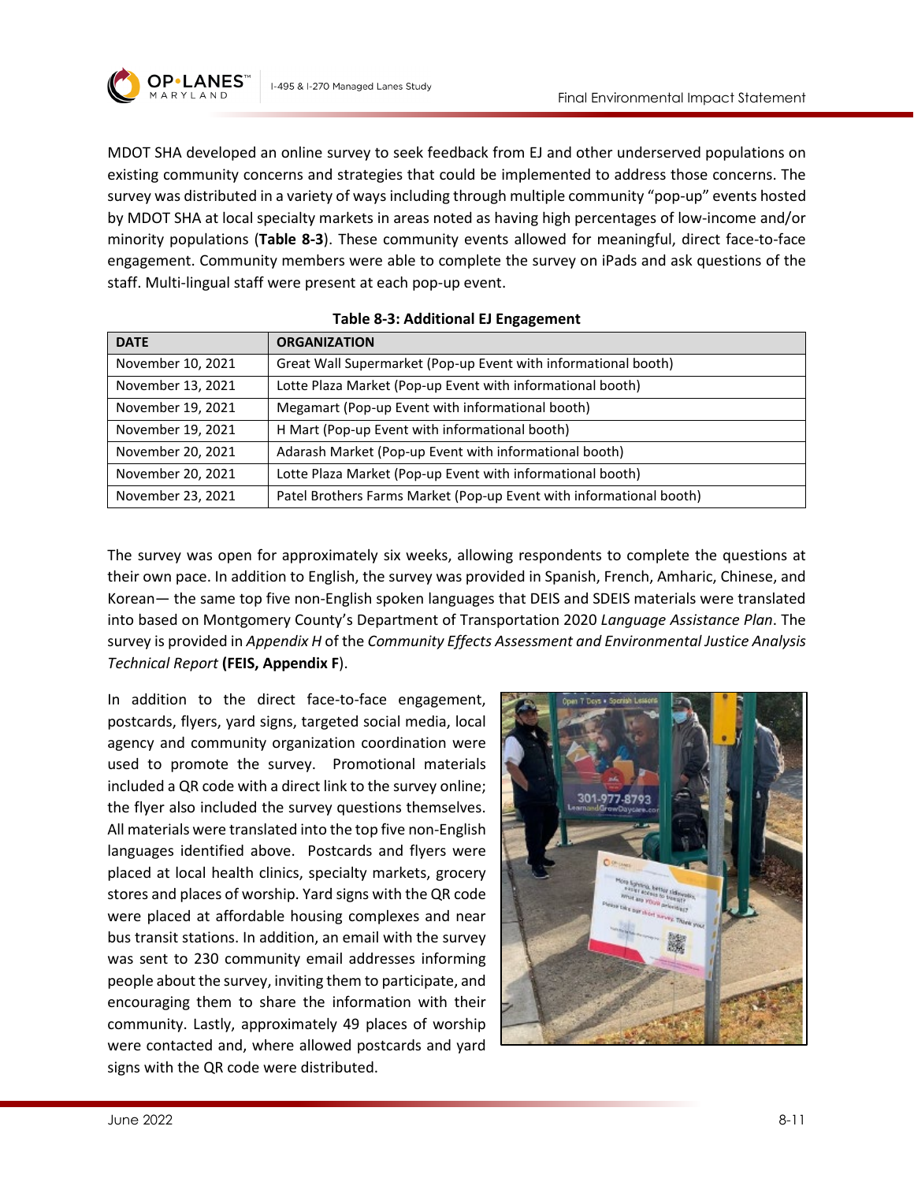MDOT SHA developed an online survey to seek feedback from EJ and other underserved populations on existing community concerns and strategies that could be implemented to address those concerns. The survey was distributed in a variety of ways including through multiple community "pop-up" events hosted by MDOT SHA at local specialty markets in areas noted as having high percentages of low-income and/or minority populations (**Table 8-3**). These community events allowed for meaningful, direct face-to-face engagement. Community members were able to complete the survey on iPads and ask questions of the staff. Multi-lingual staff were present at each pop-up event.

**Table 8-3: Additional EJ Engagement**

| DATE | ORGANIZATION |
|---|---|
| November 10, 2021 | Great Wall Supermarket (Pop-up Event with informational booth) |
| November 13, 2021 | Lotte Plaza Market (Pop-up Event with informational booth) |
| November 19, 2021 | Megamart (Pop-up Event with informational booth) |
| November 19, 2021 | H Mart (Pop-up Event with informational booth) |
| November 20, 2021 | Adarash Market (Pop-up Event with informational booth) |
| November 20, 2021 | Lotte Plaza Market (Pop-up Event with informational booth) |
| November 23, 2021 | Patel Brothers Farms Market (Pop-up Event with informational booth) |

The survey was open for approximately six weeks, allowing respondents to complete the questions at their own pace. In addition to English, the survey was provided in Spanish, French, Amharic, Chinese, and Korean— the same top five non-English spoken languages that DEIS and SDEIS materials were translated into based on Montgomery County's Department of Transportation 2020 *Language Assistance Plan*. The survey is provided in *Appendix H* of the *Community Effects Assessment and Environmental Justice Analysis Technical Report* **(FEIS, Appendix F)**.

In addition to the direct face-to-face engagement, postcards, flyers, yard signs, targeted social media, local agency and community organization coordination were used to promote the survey. Promotional materials included a QR code with a direct link to the survey online; the flyer also included the survey questions themselves. All materials were translated into the top five non-English languages identified above. Postcards and flyers were placed at local health clinics, specialty markets, grocery stores and places of worship. Yard signs with the QR code were placed at affordable housing complexes and near bus transit stations. In addition, an email with the survey was sent to 230 community email addresses informing people about the survey, inviting them to participate, and encouraging them to share the information with their community. Lastly, approximately 49 places of worship were contacted and, where allowed postcards and yard signs with the QR code were distributed.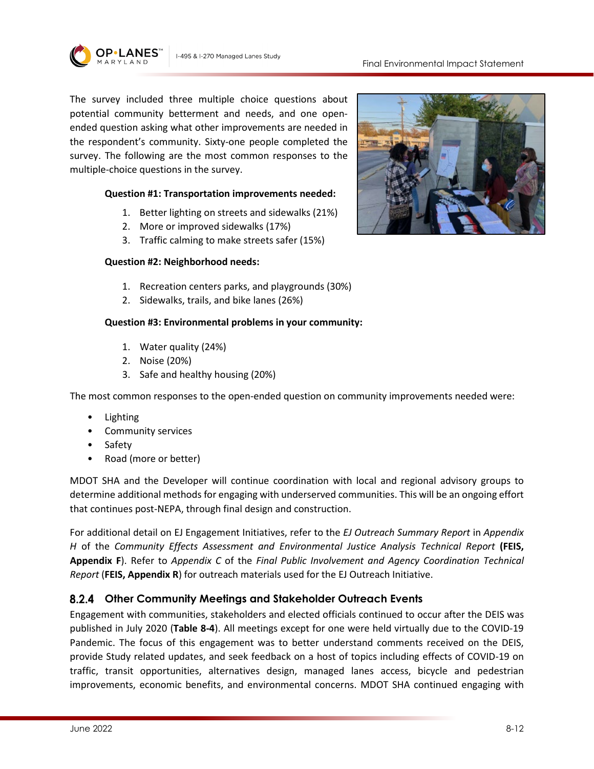The survey included three multiple choice questions about potential community betterment and needs, and one open-ended question asking what other improvements are needed in the respondent's community. Sixty-one people completed the survey. The following are the most common responses to the multiple-choice questions in the survey.

**Question #1: Transportation improvements needed:**

1. Better lighting on streets and sidewalks (21%)
2. More or improved sidewalks (17%)
3. Traffic calming to make streets safer (15%)

**Question #2: Neighborhood needs:**

1. Recreation centers parks, and playgrounds (30%)
2. Sidewalks, trails, and bike lanes (26%)

**Question #3: Environmental problems in your community:**

1. Water quality (24%)
2. Noise (20%)
3. Safe and healthy housing (20%)

The most common responses to the open-ended question on community improvements needed were:

- Lighting
- Community services
- Safety
- Road (more or better)

MDOT SHA and the Developer will continue coordination with local and regional advisory groups to determine additional methods for engaging with underserved communities. This will be an ongoing effort that continues post-NEPA, through final design and construction.

For additional detail on EJ Engagement Initiatives, refer to the *EJ Outreach Summary Report* in *Appendix H* of the *Community Effects Assessment and Environmental Justice Analysis Technical Report* **(FEIS, Appendix F**). Refer to *Appendix C* of the *Final Public Involvement and Agency Coordination Technical Report* (**FEIS, Appendix R**) for outreach materials used for the EJ Outreach Initiative.

### 8.2.4 Other Community Meetings and Stakeholder Outreach Events

Engagement with communities, stakeholders and elected officials continued to occur after the DEIS was published in July 2020 (**Table 8-4**). All meetings except for one were held virtually due to the COVID-19 Pandemic. The focus of this engagement was to better understand comments received on the DEIS, provide Study related updates, and seek feedback on a host of topics including effects of COVID-19 on traffic, transit opportunities, alternatives design, managed lanes access, bicycle and pedestrian improvements, economic benefits, and environmental concerns. MDOT SHA continued engaging with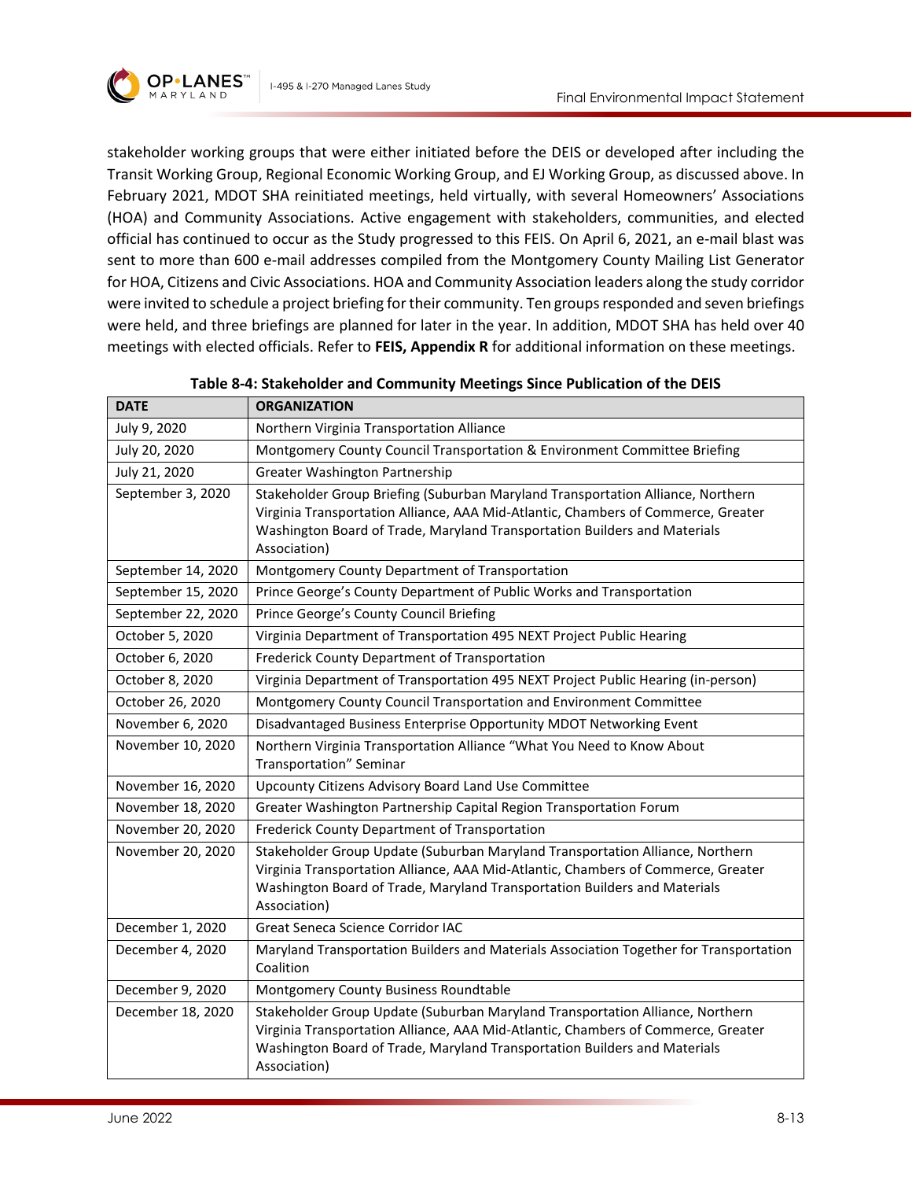stakeholder working groups that were either initiated before the DEIS or developed after including the Transit Working Group, Regional Economic Working Group, and EJ Working Group, as discussed above. In February 2021, MDOT SHA reinitiated meetings, held virtually, with several Homeowners' Associations (HOA) and Community Associations. Active engagement with stakeholders, communities, and elected official has continued to occur as the Study progressed to this FEIS. On April 6, 2021, an e-mail blast was sent to more than 600 e-mail addresses compiled from the Montgomery County Mailing List Generator for HOA, Citizens and Civic Associations. HOA and Community Association leaders along the study corridor were invited to schedule a project briefing for their community. Ten groups responded and seven briefings were held, and three briefings are planned for later in the year. In addition, MDOT SHA has held over 40 meetings with elected officials. Refer to **FEIS, Appendix R** for additional information on these meetings.

**Table 8-4: Stakeholder and Community Meetings Since Publication of the DEIS**

| DATE | ORGANIZATION |
|---|---|
| July 9, 2020 | Northern Virginia Transportation Alliance |
| July 20, 2020 | Montgomery County Council Transportation & Environment Committee Briefing |
| July 21, 2020 | Greater Washington Partnership |
| September 3, 2020 | Stakeholder Group Briefing (Suburban Maryland Transportation Alliance, Northern Virginia Transportation Alliance, AAA Mid-Atlantic, Chambers of Commerce, Greater Washington Board of Trade, Maryland Transportation Builders and Materials Association) |
| September 14, 2020 | Montgomery County Department of Transportation |
| September 15, 2020 | Prince George's County Department of Public Works and Transportation |
| September 22, 2020 | Prince George's County Council Briefing |
| October 5, 2020 | Virginia Department of Transportation 495 NEXT Project Public Hearing |
| October 6, 2020 | Frederick County Department of Transportation |
| October 8, 2020 | Virginia Department of Transportation 495 NEXT Project Public Hearing (in-person) |
| October 26, 2020 | Montgomery County Council Transportation and Environment Committee |
| November 6, 2020 | Disadvantaged Business Enterprise Opportunity MDOT Networking Event |
| November 10, 2020 | Northern Virginia Transportation Alliance "What You Need to Know About Transportation" Seminar |
| November 16, 2020 | Upcounty Citizens Advisory Board Land Use Committee |
| November 18, 2020 | Greater Washington Partnership Capital Region Transportation Forum |
| November 20, 2020 | Frederick County Department of Transportation |
| November 20, 2020 | Stakeholder Group Update (Suburban Maryland Transportation Alliance, Northern Virginia Transportation Alliance, AAA Mid-Atlantic, Chambers of Commerce, Greater Washington Board of Trade, Maryland Transportation Builders and Materials Association) |
| December 1, 2020 | Great Seneca Science Corridor IAC |
| December 4, 2020 | Maryland Transportation Builders and Materials Association Together for Transportation Coalition |
| December 9, 2020 | Montgomery County Business Roundtable |
| December 18, 2020 | Stakeholder Group Update (Suburban Maryland Transportation Alliance, Northern Virginia Transportation Alliance, AAA Mid-Atlantic, Chambers of Commerce, Greater Washington Board of Trade, Maryland Transportation Builders and Materials Association) |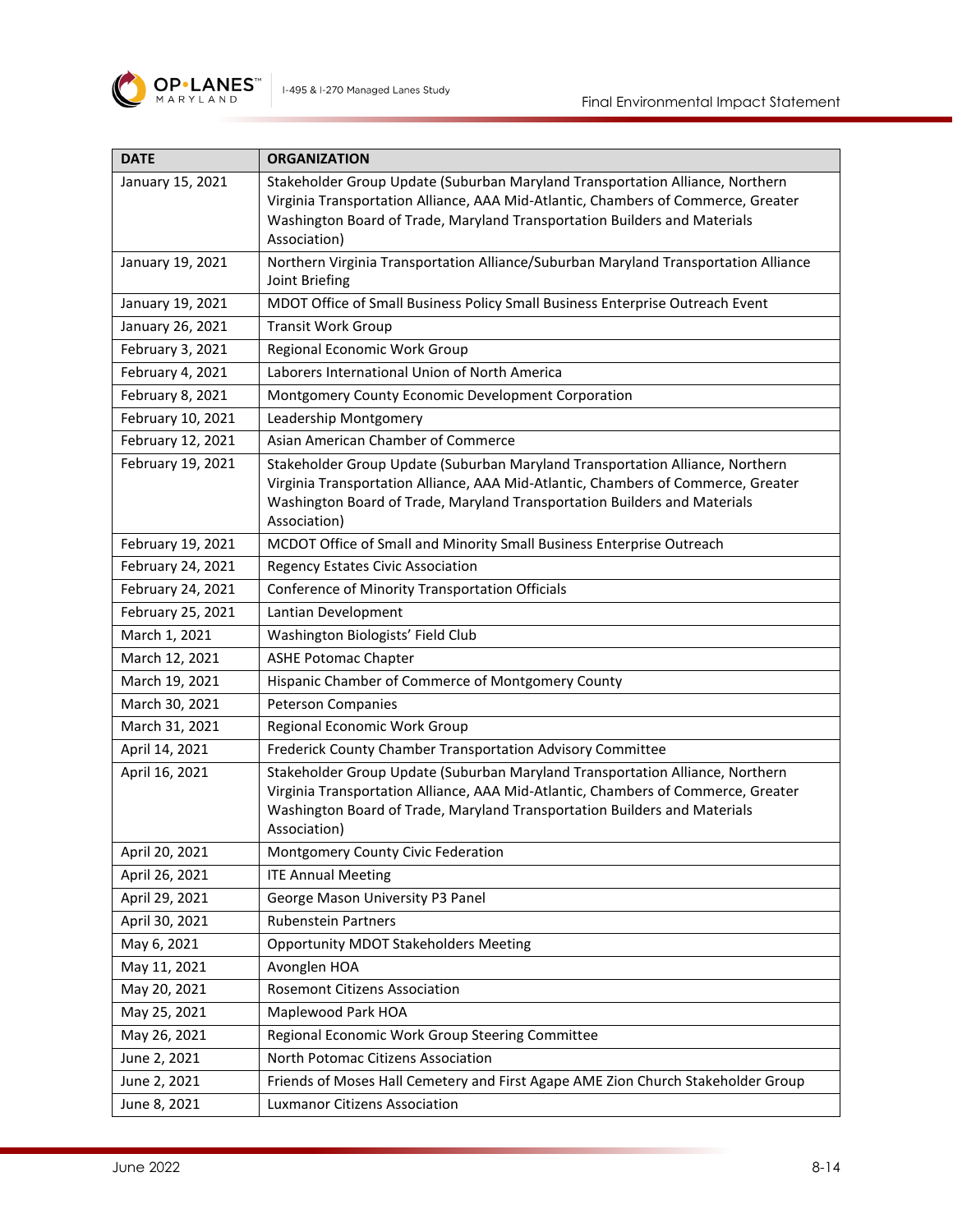| DATE | ORGANIZATION |
|---|---|
| January 15, 2021 | Stakeholder Group Update (Suburban Maryland Transportation Alliance, Northern Virginia Transportation Alliance, AAA Mid-Atlantic, Chambers of Commerce, Greater Washington Board of Trade, Maryland Transportation Builders and Materials Association) |
| January 19, 2021 | Northern Virginia Transportation Alliance/Suburban Maryland Transportation Alliance Joint Briefing |
| January 19, 2021 | MDOT Office of Small Business Policy Small Business Enterprise Outreach Event |
| January 26, 2021 | Transit Work Group |
| February 3, 2021 | Regional Economic Work Group |
| February 4, 2021 | Laborers International Union of North America |
| February 8, 2021 | Montgomery County Economic Development Corporation |
| February 10, 2021 | Leadership Montgomery |
| February 12, 2021 | Asian American Chamber of Commerce |
| February 19, 2021 | Stakeholder Group Update (Suburban Maryland Transportation Alliance, Northern Virginia Transportation Alliance, AAA Mid-Atlantic, Chambers of Commerce, Greater Washington Board of Trade, Maryland Transportation Builders and Materials Association) |
| February 19, 2021 | MCDOT Office of Small and Minority Small Business Enterprise Outreach |
| February 24, 2021 | Regency Estates Civic Association |
| February 24, 2021 | Conference of Minority Transportation Officials |
| February 25, 2021 | Lantian Development |
| March 1, 2021 | Washington Biologists' Field Club |
| March 12, 2021 | ASHE Potomac Chapter |
| March 19, 2021 | Hispanic Chamber of Commerce of Montgomery County |
| March 30, 2021 | Peterson Companies |
| March 31, 2021 | Regional Economic Work Group |
| April 14, 2021 | Frederick County Chamber Transportation Advisory Committee |
| April 16, 2021 | Stakeholder Group Update (Suburban Maryland Transportation Alliance, Northern Virginia Transportation Alliance, AAA Mid-Atlantic, Chambers of Commerce, Greater Washington Board of Trade, Maryland Transportation Builders and Materials Association) |
| April 20, 2021 | Montgomery County Civic Federation |
| April 26, 2021 | ITE Annual Meeting |
| April 29, 2021 | George Mason University P3 Panel |
| April 30, 2021 | Rubenstein Partners |
| May 6, 2021 | Opportunity MDOT Stakeholders Meeting |
| May 11, 2021 | Avonglen HOA |
| May 20, 2021 | Rosemont Citizens Association |
| May 25, 2021 | Maplewood Park HOA |
| May 26, 2021 | Regional Economic Work Group Steering Committee |
| June 2, 2021 | North Potomac Citizens Association |
| June 2, 2021 | Friends of Moses Hall Cemetery and First Agape AME Zion Church Stakeholder Group |
| June 8, 2021 | Luxmanor Citizens Association |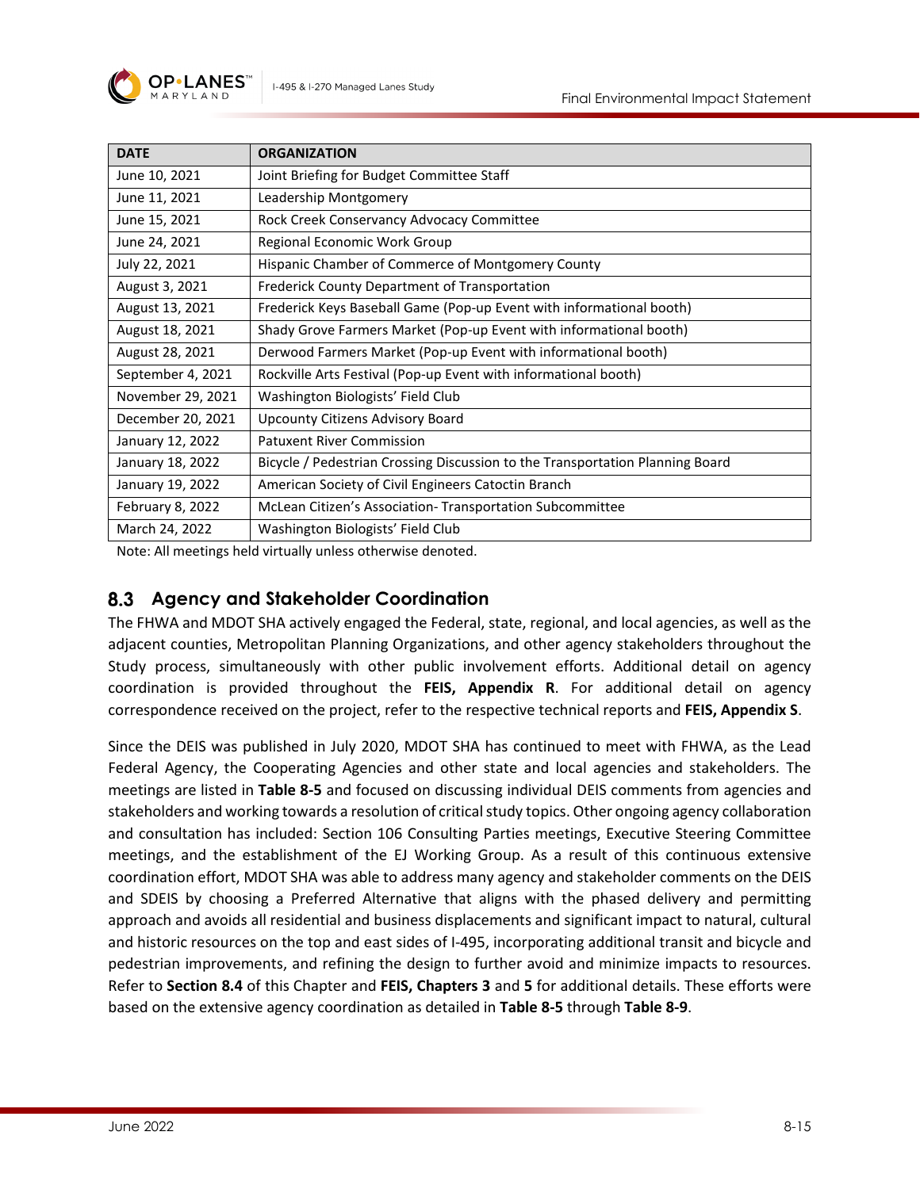| DATE | ORGANIZATION |
|---|---|
| June 10, 2021 | Joint Briefing for Budget Committee Staff |
| June 11, 2021 | Leadership Montgomery |
| June 15, 2021 | Rock Creek Conservancy Advocacy Committee |
| June 24, 2021 | Regional Economic Work Group |
| July 22, 2021 | Hispanic Chamber of Commerce of Montgomery County |
| August 3, 2021 | Frederick County Department of Transportation |
| August 13, 2021 | Frederick Keys Baseball Game (Pop-up Event with informational booth) |
| August 18, 2021 | Shady Grove Farmers Market (Pop-up Event with informational booth) |
| August 28, 2021 | Derwood Farmers Market (Pop-up Event with informational booth) |
| September 4, 2021 | Rockville Arts Festival (Pop-up Event with informational booth) |
| November 29, 2021 | Washington Biologists' Field Club |
| December 20, 2021 | Upcounty Citizens Advisory Board |
| January 12, 2022 | Patuxent River Commission |
| January 18, 2022 | Bicycle / Pedestrian Crossing Discussion to the Transportation Planning Board |
| January 19, 2022 | American Society of Civil Engineers Catoctin Branch |
| February 8, 2022 | McLean Citizen's Association- Transportation Subcommittee |
| March 24, 2022 | Washington Biologists' Field Club |

Note: All meetings held virtually unless otherwise denoted.

## 8.3 Agency and Stakeholder Coordination

The FHWA and MDOT SHA actively engaged the Federal, state, regional, and local agencies, as well as the adjacent counties, Metropolitan Planning Organizations, and other agency stakeholders throughout the Study process, simultaneously with other public involvement efforts. Additional detail on agency coordination is provided throughout the **FEIS, Appendix R**. For additional detail on agency correspondence received on the project, refer to the respective technical reports and **FEIS, Appendix S**.

Since the DEIS was published in July 2020, MDOT SHA has continued to meet with FHWA, as the Lead Federal Agency, the Cooperating Agencies and other state and local agencies and stakeholders. The meetings are listed in **Table 8-5** and focused on discussing individual DEIS comments from agencies and stakeholders and working towards a resolution of critical study topics. Other ongoing agency collaboration and consultation has included: Section 106 Consulting Parties meetings, Executive Steering Committee meetings, and the establishment of the EJ Working Group. As a result of this continuous extensive coordination effort, MDOT SHA was able to address many agency and stakeholder comments on the DEIS and SDEIS by choosing a Preferred Alternative that aligns with the phased delivery and permitting approach and avoids all residential and business displacements and significant impact to natural, cultural and historic resources on the top and east sides of I-495, incorporating additional transit and bicycle and pedestrian improvements, and refining the design to further avoid and minimize impacts to resources. Refer to **Section 8.4** of this Chapter and **FEIS, Chapters 3** and **5** for additional details. These efforts were based on the extensive agency coordination as detailed in **Table 8-5** through **Table 8-9**.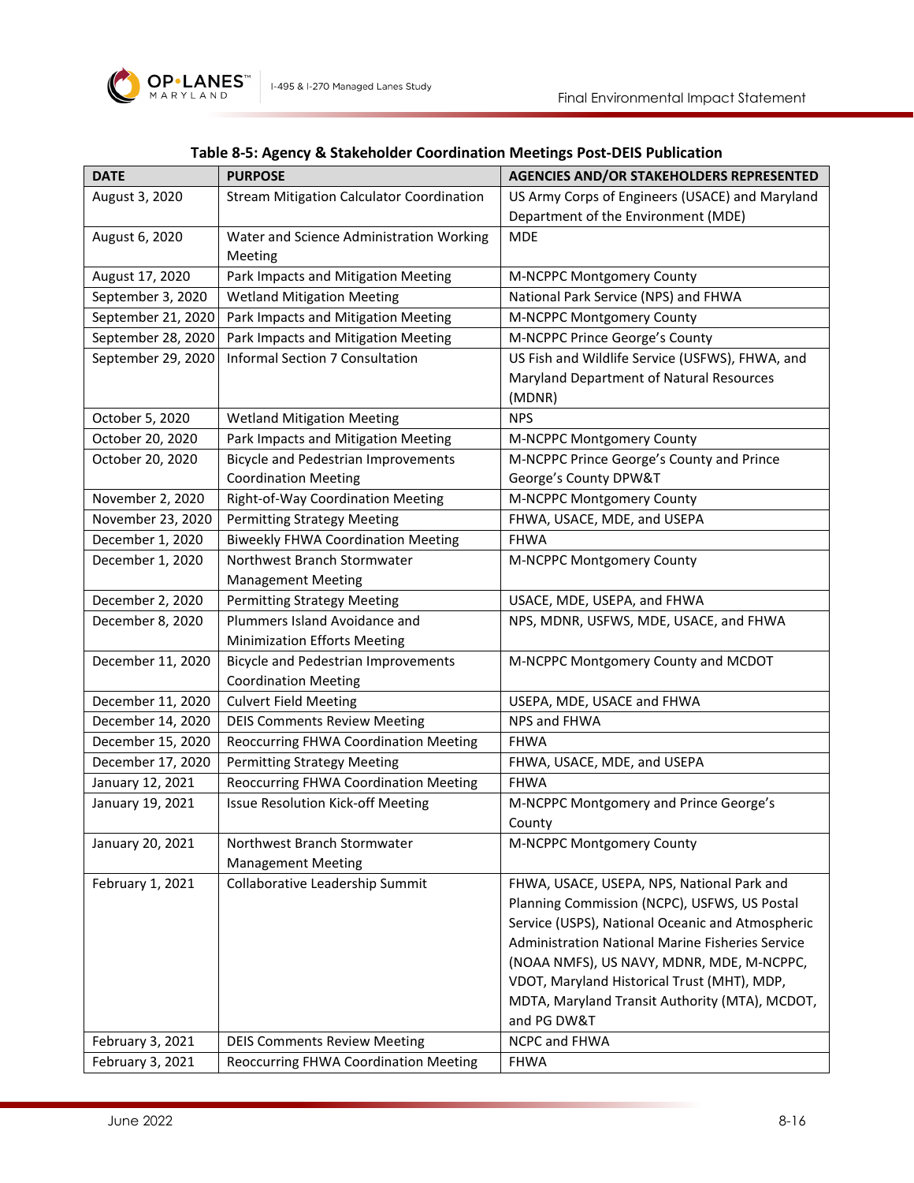**Table 8-5: Agency & Stakeholder Coordination Meetings Post-DEIS Publication**

| DATE | PURPOSE | AGENCIES AND/OR STAKEHOLDERS REPRESENTED |
|---|---|---|
| August 3, 2020 | Stream Mitigation Calculator Coordination | US Army Corps of Engineers (USACE) and Maryland Department of the Environment (MDE) |
| August 6, 2020 | Water and Science Administration Working Meeting | MDE |
| August 17, 2020 | Park Impacts and Mitigation Meeting | M-NCPPC Montgomery County |
| September 3, 2020 | Wetland Mitigation Meeting | National Park Service (NPS) and FHWA |
| September 21, 2020 | Park Impacts and Mitigation Meeting | M-NCPPC Montgomery County |
| September 28, 2020 | Park Impacts and Mitigation Meeting | M-NCPPC Prince George's County |
| September 29, 2020 | Informal Section 7 Consultation | US Fish and Wildlife Service (USFWS), FHWA, and Maryland Department of Natural Resources (MDNR) |
| October 5, 2020 | Wetland Mitigation Meeting | NPS |
| October 20, 2020 | Park Impacts and Mitigation Meeting | M-NCPPC Montgomery County |
| October 20, 2020 | Bicycle and Pedestrian Improvements Coordination Meeting | M-NCPPC Prince George's County and Prince George's County DPW&T |
| November 2, 2020 | Right-of-Way Coordination Meeting | M-NCPPC Montgomery County |
| November 23, 2020 | Permitting Strategy Meeting | FHWA, USACE, MDE, and USEPA |
| December 1, 2020 | Biweekly FHWA Coordination Meeting | FHWA |
| December 1, 2020 | Northwest Branch Stormwater Management Meeting | M-NCPPC Montgomery County |
| December 2, 2020 | Permitting Strategy Meeting | USACE, MDE, USEPA, and FHWA |
| December 8, 2020 | Plummers Island Avoidance and Minimization Efforts Meeting | NPS, MDNR, USFWS, MDE, USACE, and FHWA |
| December 11, 2020 | Bicycle and Pedestrian Improvements Coordination Meeting | M-NCPPC Montgomery County and MCDOT |
| December 11, 2020 | Culvert Field Meeting | USEPA, MDE, USACE and FHWA |
| December 14, 2020 | DEIS Comments Review Meeting | NPS and FHWA |
| December 15, 2020 | Reoccurring FHWA Coordination Meeting | FHWA |
| December 17, 2020 | Permitting Strategy Meeting | FHWA, USACE, MDE, and USEPA |
| January 12, 2021 | Reoccurring FHWA Coordination Meeting | FHWA |
| January 19, 2021 | Issue Resolution Kick-off Meeting | M-NCPPC Montgomery and Prince George's County |
| January 20, 2021 | Northwest Branch Stormwater Management Meeting | M-NCPPC Montgomery County |
| February 1, 2021 | Collaborative Leadership Summit | FHWA, USACE, USEPA, NPS, National Park and Planning Commission (NCPC), USFWS, US Postal Service (USPS), National Oceanic and Atmospheric Administration National Marine Fisheries Service (NOAA NMFS), US NAVY, MDNR, MDE, M-NCPPC, VDOT, Maryland Historical Trust (MHT), MDP, MDTA, Maryland Transit Authority (MTA), MCDOT, and PG DW&T |
| February 3, 2021 | DEIS Comments Review Meeting | NCPC and FHWA |
| February 3, 2021 | Reoccurring FHWA Coordination Meeting | FHWA |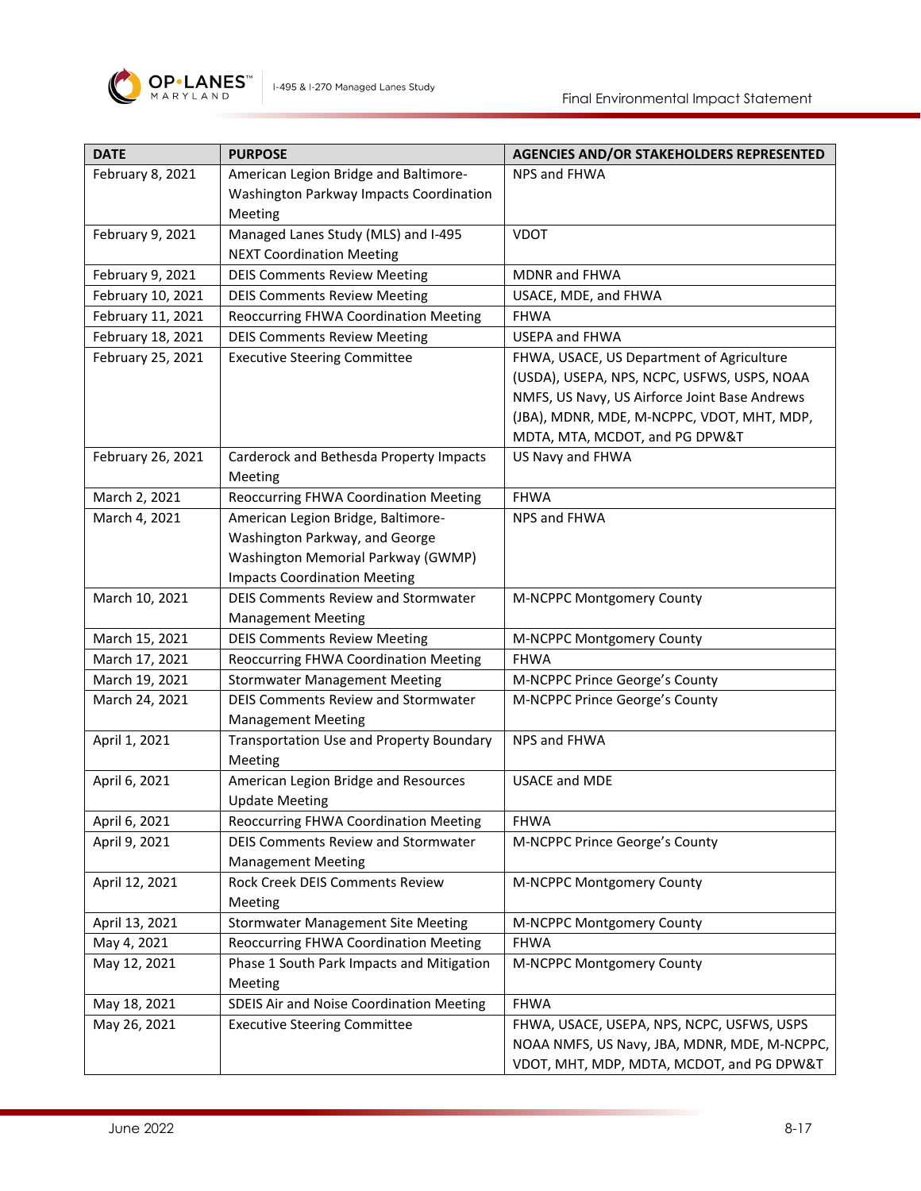| DATE | PURPOSE | AGENCIES AND/OR STAKEHOLDERS REPRESENTED |
|---|---|---|
| February 8, 2021 | American Legion Bridge and Baltimore-Washington Parkway Impacts Coordination Meeting | NPS and FHWA |
| February 9, 2021 | Managed Lanes Study (MLS) and I-495 NEXT Coordination Meeting | VDOT |
| February 9, 2021 | DEIS Comments Review Meeting | MDNR and FHWA |
| February 10, 2021 | DEIS Comments Review Meeting | USACE, MDE, and FHWA |
| February 11, 2021 | Reoccurring FHWA Coordination Meeting | FHWA |
| February 18, 2021 | DEIS Comments Review Meeting | USEPA and FHWA |
| February 25, 2021 | Executive Steering Committee | FHWA, USACE, US Department of Agriculture (USDA), USEPA, NPS, NCPC, USFWS, USPS, NOAA NMFS, US Navy, US Airforce Joint Base Andrews (JBA), MDNR, MDE, M-NCPPC, VDOT, MHT, MDP, MDTA, MTA, MCDOT, and PG DPW&T |
| February 26, 2021 | Carderock and Bethesda Property Impacts Meeting | US Navy and FHWA |
| March 2, 2021 | Reoccurring FHWA Coordination Meeting | FHWA |
| March 4, 2021 | American Legion Bridge, Baltimore-Washington Parkway, and George Washington Memorial Parkway (GWMP) Impacts Coordination Meeting | NPS and FHWA |
| March 10, 2021 | DEIS Comments Review and Stormwater Management Meeting | M-NCPPC Montgomery County |
| March 15, 2021 | DEIS Comments Review Meeting | M-NCPPC Montgomery County |
| March 17, 2021 | Reoccurring FHWA Coordination Meeting | FHWA |
| March 19, 2021 | Stormwater Management Meeting | M-NCPPC Prince George's County |
| March 24, 2021 | DEIS Comments Review and Stormwater Management Meeting | M-NCPPC Prince George's County |
| April 1, 2021 | Transportation Use and Property Boundary Meeting | NPS and FHWA |
| April 6, 2021 | American Legion Bridge and Resources Update Meeting | USACE and MDE |
| April 6, 2021 | Reoccurring FHWA Coordination Meeting | FHWA |
| April 9, 2021 | DEIS Comments Review and Stormwater Management Meeting | M-NCPPC Prince George's County |
| April 12, 2021 | Rock Creek DEIS Comments Review Meeting | M-NCPPC Montgomery County |
| April 13, 2021 | Stormwater Management Site Meeting | M-NCPPC Montgomery County |
| May 4, 2021 | Reoccurring FHWA Coordination Meeting | FHWA |
| May 12, 2021 | Phase 1 South Park Impacts and Mitigation Meeting | M-NCPPC Montgomery County |
| May 18, 2021 | SDEIS Air and Noise Coordination Meeting | FHWA |
| May 26, 2021 | Executive Steering Committee | FHWA, USACE, USEPA, NPS, NCPC, USFWS, USPS NOAA NMFS, US Navy, JBA, MDNR, MDE, M-NCPPC, VDOT, MHT, MDP, MDTA, MCDOT, and PG DPW&T |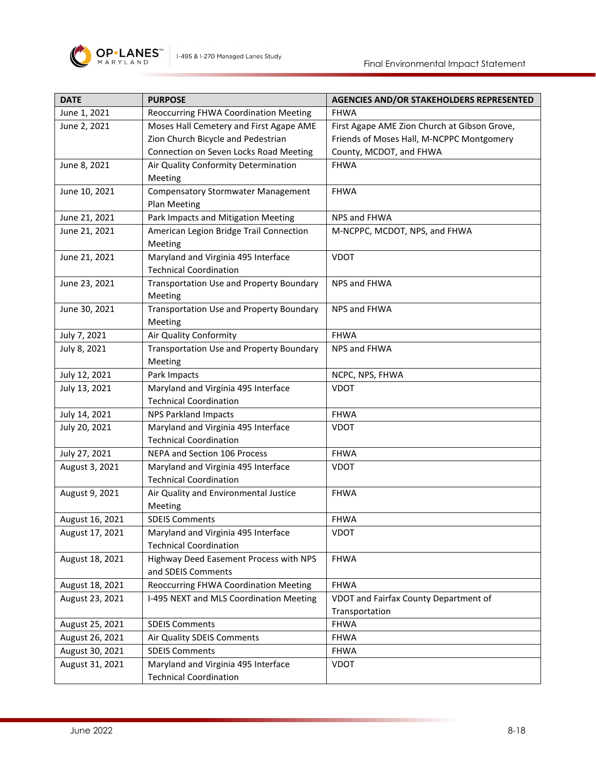| DATE | PURPOSE | AGENCIES AND/OR STAKEHOLDERS REPRESENTED |
|---|---|---|
| June 1, 2021 | Reoccurring FHWA Coordination Meeting | FHWA |
| June 2, 2021 | Moses Hall Cemetery and First Agape AME Zion Church Bicycle and Pedestrian Connection on Seven Locks Road Meeting | First Agape AME Zion Church at Gibson Grove, Friends of Moses Hall, M-NCPPC Montgomery County, MCDOT, and FHWA |
| June 8, 2021 | Air Quality Conformity Determination Meeting | FHWA |
| June 10, 2021 | Compensatory Stormwater Management Plan Meeting | FHWA |
| June 21, 2021 | Park Impacts and Mitigation Meeting | NPS and FHWA |
| June 21, 2021 | American Legion Bridge Trail Connection Meeting | M-NCPPC, MCDOT, NPS, and FHWA |
| June 21, 2021 | Maryland and Virginia 495 Interface Technical Coordination | VDOT |
| June 23, 2021 | Transportation Use and Property Boundary Meeting | NPS and FHWA |
| June 30, 2021 | Transportation Use and Property Boundary Meeting | NPS and FHWA |
| July 7, 2021 | Air Quality Conformity | FHWA |
| July 8, 2021 | Transportation Use and Property Boundary Meeting | NPS and FHWA |
| July 12, 2021 | Park Impacts | NCPC, NPS, FHWA |
| July 13, 2021 | Maryland and Virginia 495 Interface Technical Coordination | VDOT |
| July 14, 2021 | NPS Parkland Impacts | FHWA |
| July 20, 2021 | Maryland and Virginia 495 Interface Technical Coordination | VDOT |
| July 27, 2021 | NEPA and Section 106 Process | FHWA |
| August 3, 2021 | Maryland and Virginia 495 Interface Technical Coordination | VDOT |
| August 9, 2021 | Air Quality and Environmental Justice Meeting | FHWA |
| August 16, 2021 | SDEIS Comments | FHWA |
| August 17, 2021 | Maryland and Virginia 495 Interface Technical Coordination | VDOT |
| August 18, 2021 | Highway Deed Easement Process with NPS and SDEIS Comments | FHWA |
| August 18, 2021 | Reoccurring FHWA Coordination Meeting | FHWA |
| August 23, 2021 | I-495 NEXT and MLS Coordination Meeting | VDOT and Fairfax County Department of Transportation |
| August 25, 2021 | SDEIS Comments | FHWA |
| August 26, 2021 | Air Quality SDEIS Comments | FHWA |
| August 30, 2021 | SDEIS Comments | FHWA |
| August 31, 2021 | Maryland and Virginia 495 Interface Technical Coordination | VDOT |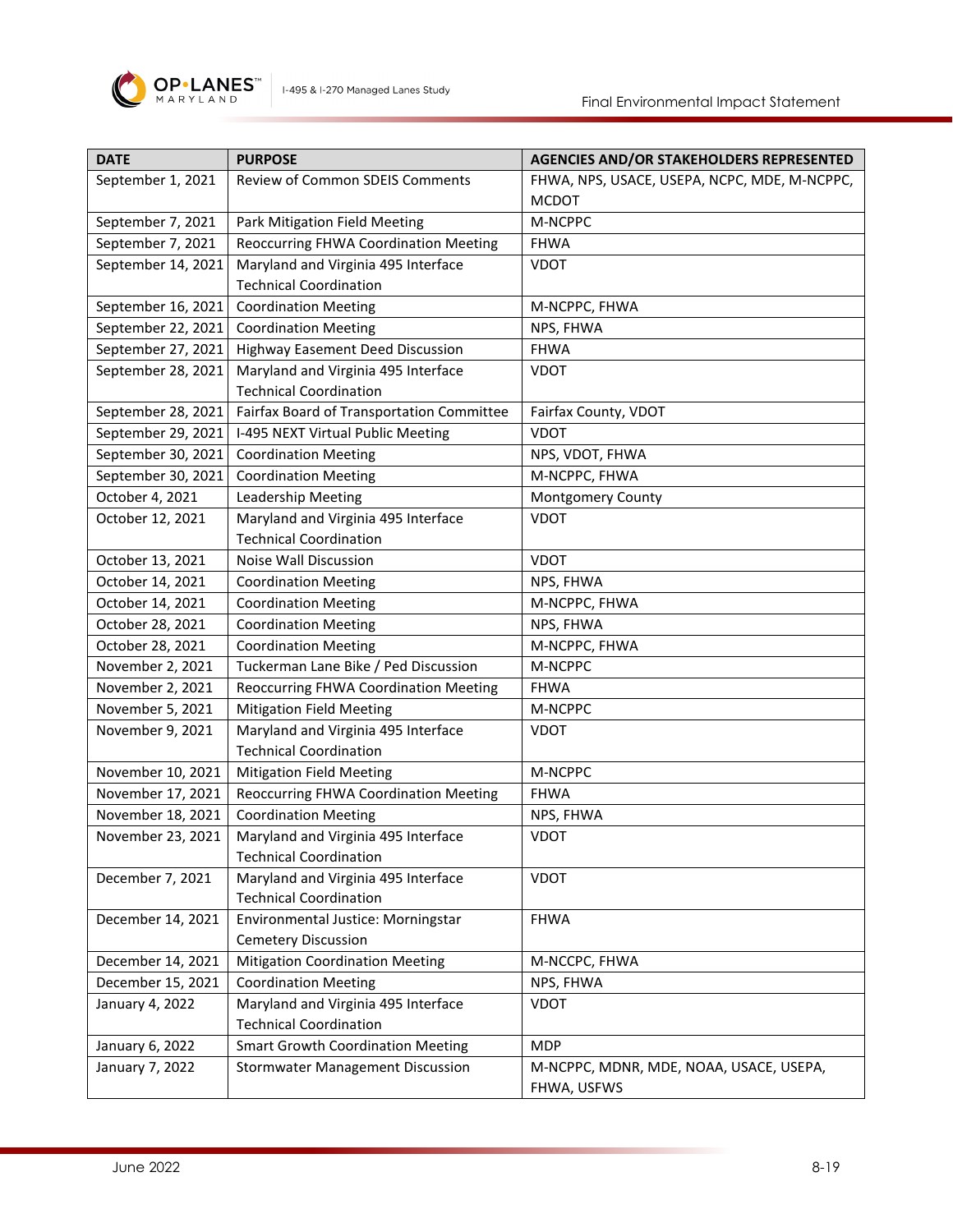| DATE | PURPOSE | AGENCIES AND/OR STAKEHOLDERS REPRESENTED |
|---|---|---|
| September 1, 2021 | Review of Common SDEIS Comments | FHWA, NPS, USACE, USEPA, NCPC, MDE, M-NCPPC, MCDOT |
| September 7, 2021 | Park Mitigation Field Meeting | M-NCPPC |
| September 7, 2021 | Reoccurring FHWA Coordination Meeting | FHWA |
| September 14, 2021 | Maryland and Virginia 495 Interface Technical Coordination | VDOT |
| September 16, 2021 | Coordination Meeting | M-NCPPC, FHWA |
| September 22, 2021 | Coordination Meeting | NPS, FHWA |
| September 27, 2021 | Highway Easement Deed Discussion | FHWA |
| September 28, 2021 | Maryland and Virginia 495 Interface Technical Coordination | VDOT |
| September 28, 2021 | Fairfax Board of Transportation Committee | Fairfax County, VDOT |
| September 29, 2021 | I-495 NEXT Virtual Public Meeting | VDOT |
| September 30, 2021 | Coordination Meeting | NPS, VDOT, FHWA |
| September 30, 2021 | Coordination Meeting | M-NCPPC, FHWA |
| October 4, 2021 | Leadership Meeting | Montgomery County |
| October 12, 2021 | Maryland and Virginia 495 Interface Technical Coordination | VDOT |
| October 13, 2021 | Noise Wall Discussion | VDOT |
| October 14, 2021 | Coordination Meeting | NPS, FHWA |
| October 14, 2021 | Coordination Meeting | M-NCPPC, FHWA |
| October 28, 2021 | Coordination Meeting | NPS, FHWA |
| October 28, 2021 | Coordination Meeting | M-NCPPC, FHWA |
| November 2, 2021 | Tuckerman Lane Bike / Ped Discussion | M-NCPPC |
| November 2, 2021 | Reoccurring FHWA Coordination Meeting | FHWA |
| November 5, 2021 | Mitigation Field Meeting | M-NCPPC |
| November 9, 2021 | Maryland and Virginia 495 Interface Technical Coordination | VDOT |
| November 10, 2021 | Mitigation Field Meeting | M-NCPPC |
| November 17, 2021 | Reoccurring FHWA Coordination Meeting | FHWA |
| November 18, 2021 | Coordination Meeting | NPS, FHWA |
| November 23, 2021 | Maryland and Virginia 495 Interface Technical Coordination | VDOT |
| December 7, 2021 | Maryland and Virginia 495 Interface Technical Coordination | VDOT |
| December 14, 2021 | Environmental Justice: Morningstar Cemetery Discussion | FHWA |
| December 14, 2021 | Mitigation Coordination Meeting | M-NCCPC, FHWA |
| December 15, 2021 | Coordination Meeting | NPS, FHWA |
| January 4, 2022 | Maryland and Virginia 495 Interface Technical Coordination | VDOT |
| January 6, 2022 | Smart Growth Coordination Meeting | MDP |
| January 7, 2022 | Stormwater Management Discussion | M-NCPPC, MDNR, MDE, NOAA, USACE, USEPA, FHWA, USFWS |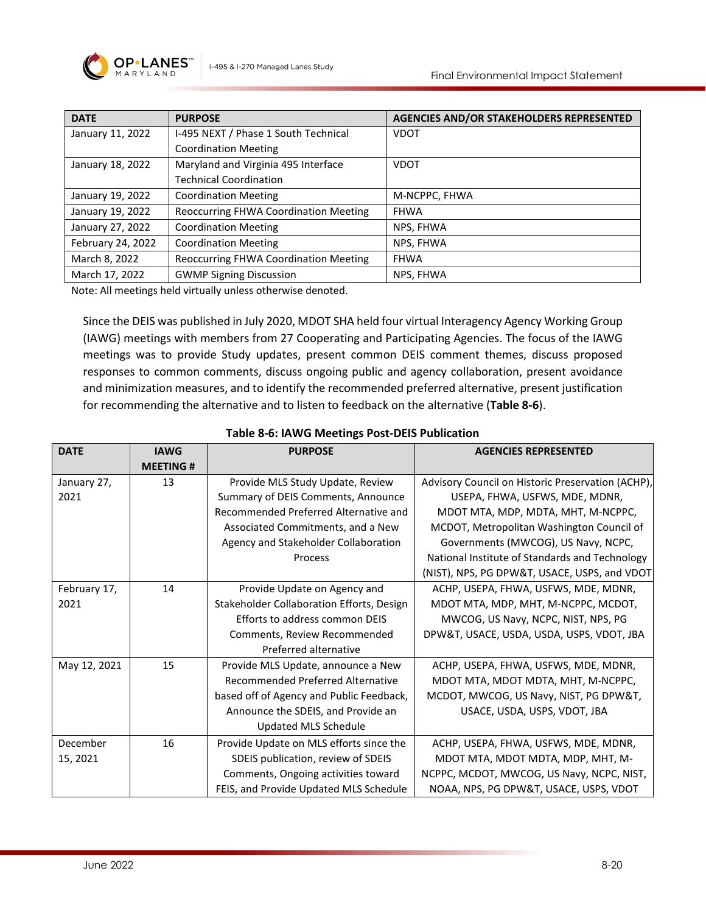| DATE | PURPOSE | AGENCIES AND/OR STAKEHOLDERS REPRESENTED |
|---|---|---|
| January 11, 2022 | I-495 NEXT / Phase 1 South Technical Coordination Meeting | VDOT |
| January 18, 2022 | Maryland and Virginia 495 Interface Technical Coordination | VDOT |
| January 19, 2022 | Coordination Meeting | M-NCPPC, FHWA |
| January 19, 2022 | Reoccurring FHWA Coordination Meeting | FHWA |
| January 27, 2022 | Coordination Meeting | NPS, FHWA |
| February 24, 2022 | Coordination Meeting | NPS, FHWA |
| March 8, 2022 | Reoccurring FHWA Coordination Meeting | FHWA |
| March 17, 2022 | GWMP Signing Discussion | NPS, FHWA |

Note: All meetings held virtually unless otherwise denoted.

Since the DEIS was published in July 2020, MDOT SHA held four virtual Interagency Agency Working Group (IAWG) meetings with members from 27 Cooperating and Participating Agencies. The focus of the IAWG meetings was to provide Study updates, present common DEIS comment themes, discuss proposed responses to common comments, discuss ongoing public and agency collaboration, present avoidance and minimization measures, and to identify the recommended preferred alternative, present justification for recommending the alternative and to listen to feedback on the alternative (**Table 8-6**).

**Table 8-6: IAWG Meetings Post-DEIS Publication**

| DATE | IAWG MEETING # | PURPOSE | AGENCIES REPRESENTED |
|---|---|---|---|
| January 27, 2021 | 13 | Provide MLS Study Update, Review Summary of DEIS Comments, Announce Recommended Preferred Alternative and Associated Commitments, and a New Agency and Stakeholder Collaboration Process | Advisory Council on Historic Preservation (ACHP), USEPA, FHWA, USFWS, MDE, MDNR, MDOT MTA, MDP, MDTA, MHT, M-NCPPC, MCDOT, Metropolitan Washington Council of Governments (MWCOG), US Navy, NCPC, National Institute of Standards and Technology (NIST), NPS, PG DPW&T, USACE, USPS, and VDOT |
| February 17, 2021 | 14 | Provide Update on Agency and Stakeholder Collaboration Efforts, Design Efforts to address common DEIS Comments, Review Recommended Preferred alternative | ACHP, USEPA, FHWA, USFWS, MDE, MDNR, MDOT MTA, MDP, MHT, M-NCPPC, MCDOT, MWCOG, US Navy, NCPC, NIST, NPS, PG DPW&T, USACE, USDA, USDA, USPS, VDOT, JBA |
| May 12, 2021 | 15 | Provide MLS Update, announce a New Recommended Preferred Alternative based off of Agency and Public Feedback, Announce the SDEIS, and Provide an Updated MLS Schedule | ACHP, USEPA, FHWA, USFWS, MDE, MDNR, MDOT MTA, MDOT MDTA, MHT, M-NCPPC, MCDOT, MWCOG, US Navy, NIST, PG DPW&T, USACE, USDA, USPS, VDOT, JBA |
| December 15, 2021 | 16 | Provide Update on MLS efforts since the SDEIS publication, review of SDEIS Comments, Ongoing activities toward FEIS, and Provide Updated MLS Schedule | ACHP, USEPA, FHWA, USFWS, MDE, MDNR, MDOT MTA, MDOT MDTA, MDP, MHT, M-NCPPC, MCDOT, MWCOG, US Navy, NCPC, NIST, NOAA, NPS, PG DPW&T, USACE, USPS, VDOT |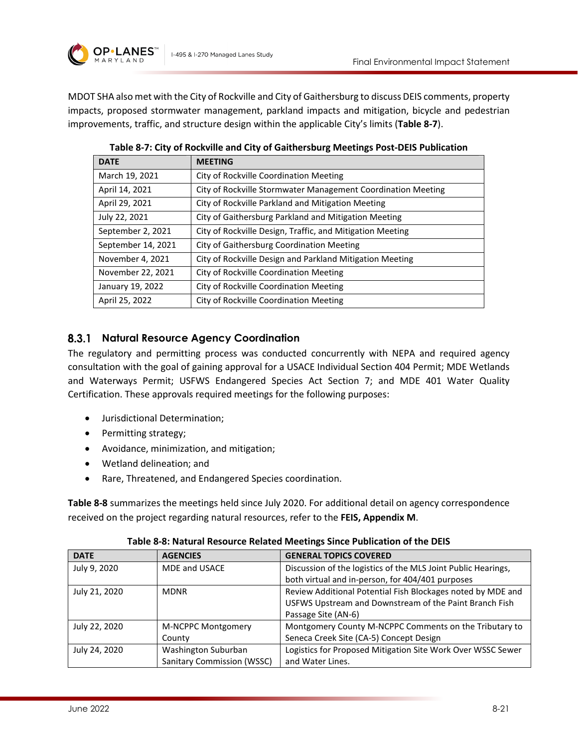MDOT SHA also met with the City of Rockville and City of Gaithersburg to discuss DEIS comments, property impacts, proposed stormwater management, parkland impacts and mitigation, bicycle and pedestrian improvements, traffic, and structure design within the applicable City's limits (**Table 8-7**).

**Table 8-7: City of Rockville and City of Gaithersburg Meetings Post-DEIS Publication**

| DATE | MEETING |
|---|---|
| March 19, 2021 | City of Rockville Coordination Meeting |
| April 14, 2021 | City of Rockville Stormwater Management Coordination Meeting |
| April 29, 2021 | City of Rockville Parkland and Mitigation Meeting |
| July 22, 2021 | City of Gaithersburg Parkland and Mitigation Meeting |
| September 2, 2021 | City of Rockville Design, Traffic, and Mitigation Meeting |
| September 14, 2021 | City of Gaithersburg Coordination Meeting |
| November 4, 2021 | City of Rockville Design and Parkland Mitigation Meeting |
| November 22, 2021 | City of Rockville Coordination Meeting |
| January 19, 2022 | City of Rockville Coordination Meeting |
| April 25, 2022 | City of Rockville Coordination Meeting |

### 8.3.1 Natural Resource Agency Coordination

The regulatory and permitting process was conducted concurrently with NEPA and required agency consultation with the goal of gaining approval for a USACE Individual Section 404 Permit; MDE Wetlands and Waterways Permit; USFWS Endangered Species Act Section 7; and MDE 401 Water Quality Certification. These approvals required meetings for the following purposes:

- Jurisdictional Determination;
- Permitting strategy;
- Avoidance, minimization, and mitigation;
- Wetland delineation; and
- Rare, Threatened, and Endangered Species coordination.

**Table 8-8** summarizes the meetings held since July 2020. For additional detail on agency correspondence received on the project regarding natural resources, refer to the **FEIS, Appendix M**.

**Table 8-8: Natural Resource Related Meetings Since Publication of the DEIS**

| DATE | AGENCIES | GENERAL TOPICS COVERED |
|---|---|---|
| July 9, 2020 | MDE and USACE | Discussion of the logistics of the MLS Joint Public Hearings, both virtual and in-person, for 404/401 purposes |
| July 21, 2020 | MDNR | Review Additional Potential Fish Blockages noted by MDE and USFWS Upstream and Downstream of the Paint Branch Fish Passage Site (AN-6) |
| July 22, 2020 | M-NCPPC Montgomery County | Montgomery County M-NCPPC Comments on the Tributary to Seneca Creek Site (CA-5) Concept Design |
| July 24, 2020 | Washington Suburban Sanitary Commission (WSSC) | Logistics for Proposed Mitigation Site Work Over WSSC Sewer and Water Lines. |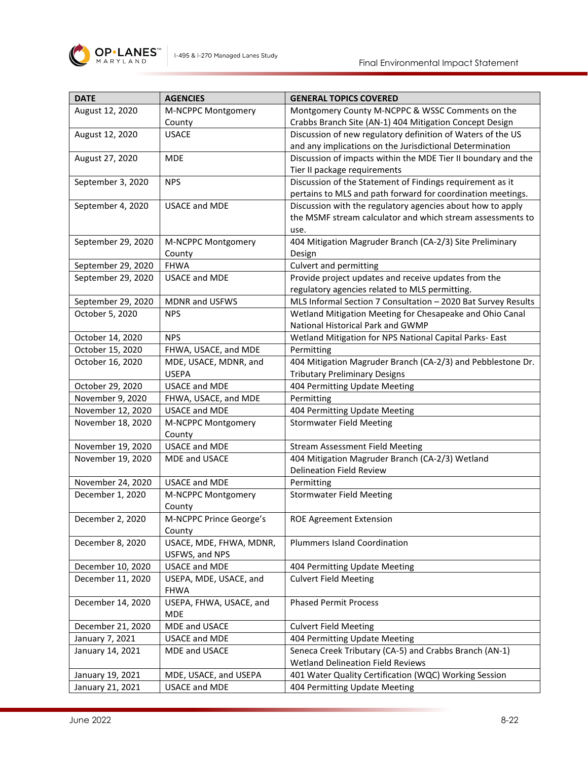| DATE | AGENCIES | GENERAL TOPICS COVERED |
|---|---|---|
| August 12, 2020 | M-NCPPC Montgomery County | Montgomery County M-NCPPC & WSSC Comments on the Crabbs Branch Site (AN-1) 404 Mitigation Concept Design |
| August 12, 2020 | USACE | Discussion of new regulatory definition of Waters of the US and any implications on the Jurisdictional Determination |
| August 27, 2020 | MDE | Discussion of impacts within the MDE Tier II boundary and the Tier II package requirements |
| September 3, 2020 | NPS | Discussion of the Statement of Findings requirement as it pertains to MLS and path forward for coordination meetings. |
| September 4, 2020 | USACE and MDE | Discussion with the regulatory agencies about how to apply the MSMF stream calculator and which stream assessments to use. |
| September 29, 2020 | M-NCPPC Montgomery County | 404 Mitigation Magruder Branch (CA-2/3) Site Preliminary Design |
| September 29, 2020 | FHWA | Culvert and permitting |
| September 29, 2020 | USACE and MDE | Provide project updates and receive updates from the regulatory agencies related to MLS permitting. |
| September 29, 2020 | MDNR and USFWS | MLS Informal Section 7 Consultation – 2020 Bat Survey Results |
| October 5, 2020 | NPS | Wetland Mitigation Meeting for Chesapeake and Ohio Canal National Historical Park and GWMP |
| October 14, 2020 | NPS | Wetland Mitigation for NPS National Capital Parks- East |
| October 15, 2020 | FHWA, USACE, and MDE | Permitting |
| October 16, 2020 | MDE, USACE, MDNR, and USEPA | 404 Mitigation Magruder Branch (CA-2/3) and Pebblestone Dr. Tributary Preliminary Designs |
| October 29, 2020 | USACE and MDE | 404 Permitting Update Meeting |
| November 9, 2020 | FHWA, USACE, and MDE | Permitting |
| November 12, 2020 | USACE and MDE | 404 Permitting Update Meeting |
| November 18, 2020 | M-NCPPC Montgomery County | Stormwater Field Meeting |
| November 19, 2020 | USACE and MDE | Stream Assessment Field Meeting |
| November 19, 2020 | MDE and USACE | 404 Mitigation Magruder Branch (CA-2/3) Wetland Delineation Field Review |
| November 24, 2020 | USACE and MDE | Permitting |
| December 1, 2020 | M-NCPPC Montgomery County | Stormwater Field Meeting |
| December 2, 2020 | M-NCPPC Prince George's County | ROE Agreement Extension |
| December 8, 2020 | USACE, MDE, FHWA, MDNR, USFWS, and NPS | Plummers Island Coordination |
| December 10, 2020 | USACE and MDE | 404 Permitting Update Meeting |
| December 11, 2020 | USEPA, MDE, USACE, and FHWA | Culvert Field Meeting |
| December 14, 2020 | USEPA, FHWA, USACE, and MDE | Phased Permit Process |
| December 21, 2020 | MDE and USACE | Culvert Field Meeting |
| January 7, 2021 | USACE and MDE | 404 Permitting Update Meeting |
| January 14, 2021 | MDE and USACE | Seneca Creek Tributary (CA-5) and Crabbs Branch (AN-1) Wetland Delineation Field Reviews |
| January 19, 2021 | MDE, USACE, and USEPA | 401 Water Quality Certification (WQC) Working Session |
| January 21, 2021 | USACE and MDE | 404 Permitting Update Meeting |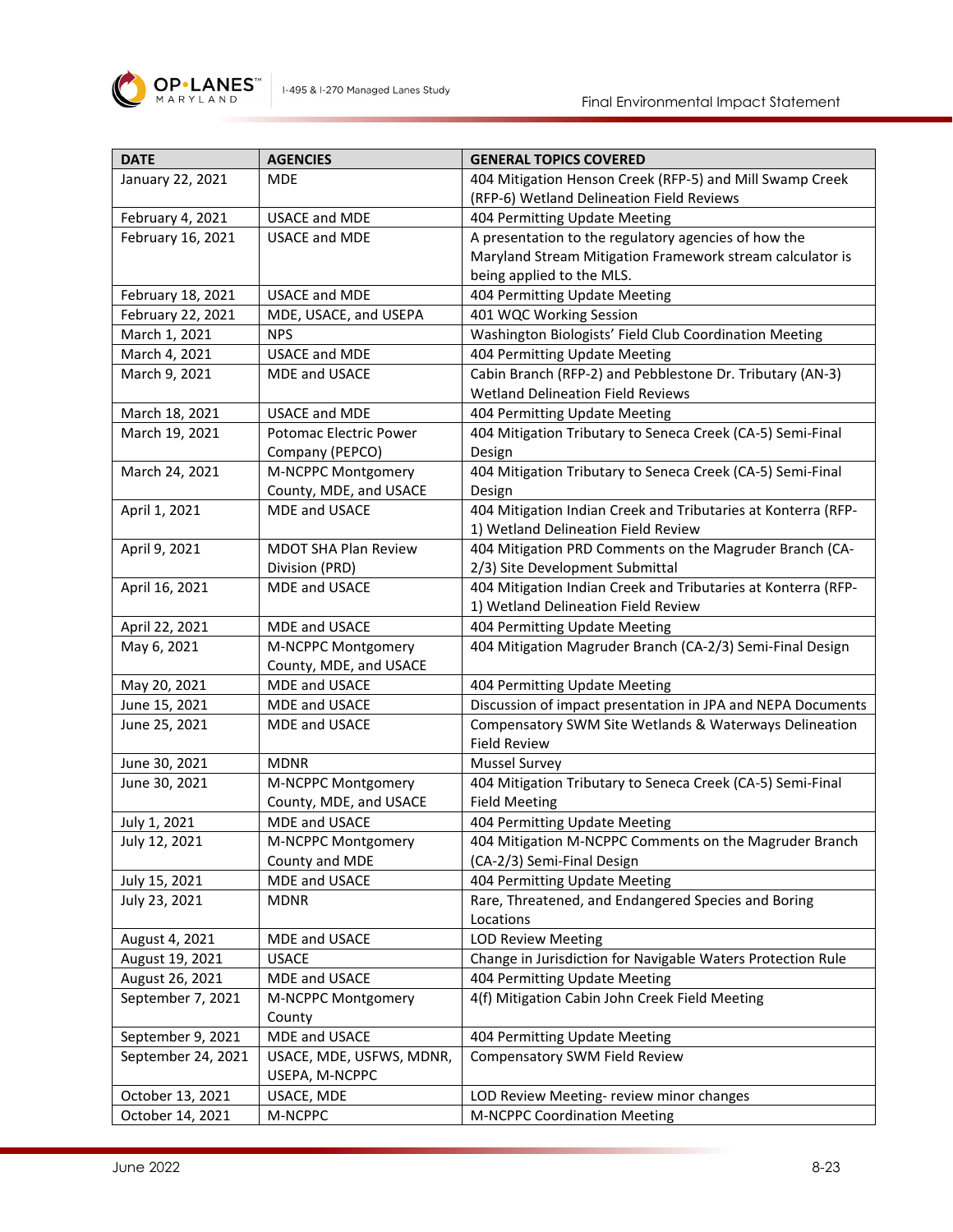| DATE | AGENCIES | GENERAL TOPICS COVERED |
|---|---|---|
| January 22, 2021 | MDE | 404 Mitigation Henson Creek (RFP-5) and Mill Swamp Creek (RFP-6) Wetland Delineation Field Reviews |
| February 4, 2021 | USACE and MDE | 404 Permitting Update Meeting |
| February 16, 2021 | USACE and MDE | A presentation to the regulatory agencies of how the Maryland Stream Mitigation Framework stream calculator is being applied to the MLS. |
| February 18, 2021 | USACE and MDE | 404 Permitting Update Meeting |
| February 22, 2021 | MDE, USACE, and USEPA | 401 WQC Working Session |
| March 1, 2021 | NPS | Washington Biologists' Field Club Coordination Meeting |
| March 4, 2021 | USACE and MDE | 404 Permitting Update Meeting |
| March 9, 2021 | MDE and USACE | Cabin Branch (RFP-2) and Pebblestone Dr. Tributary (AN-3) Wetland Delineation Field Reviews |
| March 18, 2021 | USACE and MDE | 404 Permitting Update Meeting |
| March 19, 2021 | Potomac Electric Power Company (PEPCO) | 404 Mitigation Tributary to Seneca Creek (CA-5) Semi-Final Design |
| March 24, 2021 | M-NCPPC Montgomery County, MDE, and USACE | 404 Mitigation Tributary to Seneca Creek (CA-5) Semi-Final Design |
| April 1, 2021 | MDE and USACE | 404 Mitigation Indian Creek and Tributaries at Konterra (RFP-1) Wetland Delineation Field Review |
| April 9, 2021 | MDOT SHA Plan Review Division (PRD) | 404 Mitigation PRD Comments on the Magruder Branch (CA-2/3) Site Development Submittal |
| April 16, 2021 | MDE and USACE | 404 Mitigation Indian Creek and Tributaries at Konterra (RFP-1) Wetland Delineation Field Review |
| April 22, 2021 | MDE and USACE | 404 Permitting Update Meeting |
| May 6, 2021 | M-NCPPC Montgomery County, MDE, and USACE | 404 Mitigation Magruder Branch (CA-2/3) Semi-Final Design |
| May 20, 2021 | MDE and USACE | 404 Permitting Update Meeting |
| June 15, 2021 | MDE and USACE | Discussion of impact presentation in JPA and NEPA Documents |
| June 25, 2021 | MDE and USACE | Compensatory SWM Site Wetlands & Waterways Delineation Field Review |
| June 30, 2021 | MDNR | Mussel Survey |
| June 30, 2021 | M-NCPPC Montgomery County, MDE, and USACE | 404 Mitigation Tributary to Seneca Creek (CA-5) Semi-Final Field Meeting |
| July 1, 2021 | MDE and USACE | 404 Permitting Update Meeting |
| July 12, 2021 | M-NCPPC Montgomery County and MDE | 404 Mitigation M-NCPPC Comments on the Magruder Branch (CA-2/3) Semi-Final Design |
| July 15, 2021 | MDE and USACE | 404 Permitting Update Meeting |
| July 23, 2021 | MDNR | Rare, Threatened, and Endangered Species and Boring Locations |
| August 4, 2021 | MDE and USACE | LOD Review Meeting |
| August 19, 2021 | USACE | Change in Jurisdiction for Navigable Waters Protection Rule |
| August 26, 2021 | MDE and USACE | 404 Permitting Update Meeting |
| September 7, 2021 | M-NCPPC Montgomery County | 4(f) Mitigation Cabin John Creek Field Meeting |
| September 9, 2021 | MDE and USACE | 404 Permitting Update Meeting |
| September 24, 2021 | USACE, MDE, USFWS, MDNR, USEPA, M-NCPPC | Compensatory SWM Field Review |
| October 13, 2021 | USACE, MDE | LOD Review Meeting- review minor changes |
| October 14, 2021 | M-NCPPC | M-NCPPC Coordination Meeting |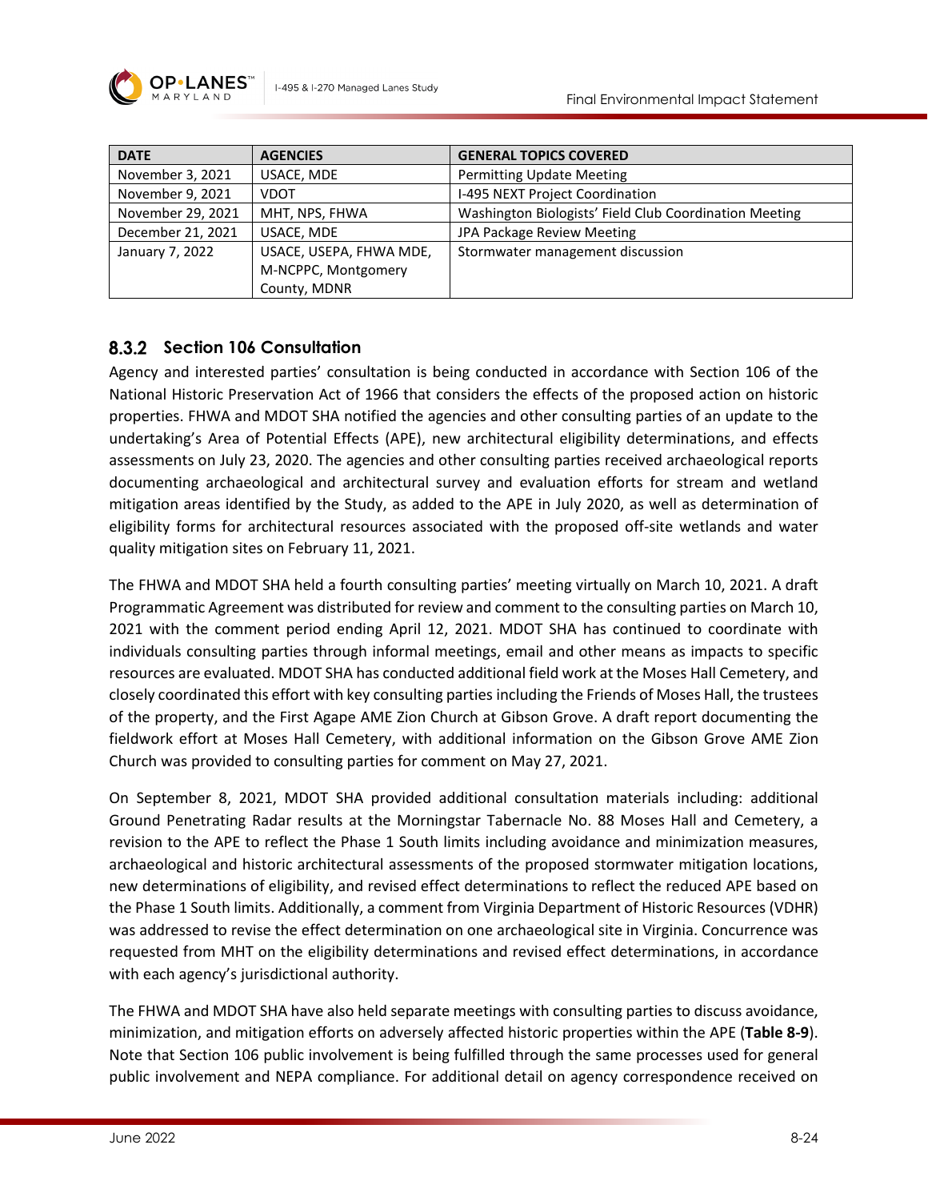| DATE | AGENCIES | GENERAL TOPICS COVERED |
|---|---|---|
| November 3, 2021 | USACE, MDE | Permitting Update Meeting |
| November 9, 2021 | VDOT | I-495 NEXT Project Coordination |
| November 29, 2021 | MHT, NPS, FHWA | Washington Biologists' Field Club Coordination Meeting |
| December 21, 2021 | USACE, MDE | JPA Package Review Meeting |
| January 7, 2022 | USACE, USEPA, FHWA MDE, M-NCPPC, Montgomery County, MDNR | Stormwater management discussion |

### 8.3.2 Section 106 Consultation

Agency and interested parties' consultation is being conducted in accordance with Section 106 of the National Historic Preservation Act of 1966 that considers the effects of the proposed action on historic properties. FHWA and MDOT SHA notified the agencies and other consulting parties of an update to the undertaking's Area of Potential Effects (APE), new architectural eligibility determinations, and effects assessments on July 23, 2020. The agencies and other consulting parties received archaeological reports documenting archaeological and architectural survey and evaluation efforts for stream and wetland mitigation areas identified by the Study, as added to the APE in July 2020, as well as determination of eligibility forms for architectural resources associated with the proposed off-site wetlands and water quality mitigation sites on February 11, 2021.

The FHWA and MDOT SHA held a fourth consulting parties' meeting virtually on March 10, 2021. A draft Programmatic Agreement was distributed for review and comment to the consulting parties on March 10, 2021 with the comment period ending April 12, 2021. MDOT SHA has continued to coordinate with individuals consulting parties through informal meetings, email and other means as impacts to specific resources are evaluated. MDOT SHA has conducted additional field work at the Moses Hall Cemetery, and closely coordinated this effort with key consulting parties including the Friends of Moses Hall, the trustees of the property, and the First Agape AME Zion Church at Gibson Grove. A draft report documenting the fieldwork effort at Moses Hall Cemetery, with additional information on the Gibson Grove AME Zion Church was provided to consulting parties for comment on May 27, 2021.

On September 8, 2021, MDOT SHA provided additional consultation materials including: additional Ground Penetrating Radar results at the Morningstar Tabernacle No. 88 Moses Hall and Cemetery, a revision to the APE to reflect the Phase 1 South limits including avoidance and minimization measures, archaeological and historic architectural assessments of the proposed stormwater mitigation locations, new determinations of eligibility, and revised effect determinations to reflect the reduced APE based on the Phase 1 South limits. Additionally, a comment from Virginia Department of Historic Resources (VDHR) was addressed to revise the effect determination on one archaeological site in Virginia. Concurrence was requested from MHT on the eligibility determinations and revised effect determinations, in accordance with each agency's jurisdictional authority.

The FHWA and MDOT SHA have also held separate meetings with consulting parties to discuss avoidance, minimization, and mitigation efforts on adversely affected historic properties within the APE (**Table 8-9**). Note that Section 106 public involvement is being fulfilled through the same processes used for general public involvement and NEPA compliance. For additional detail on agency correspondence received on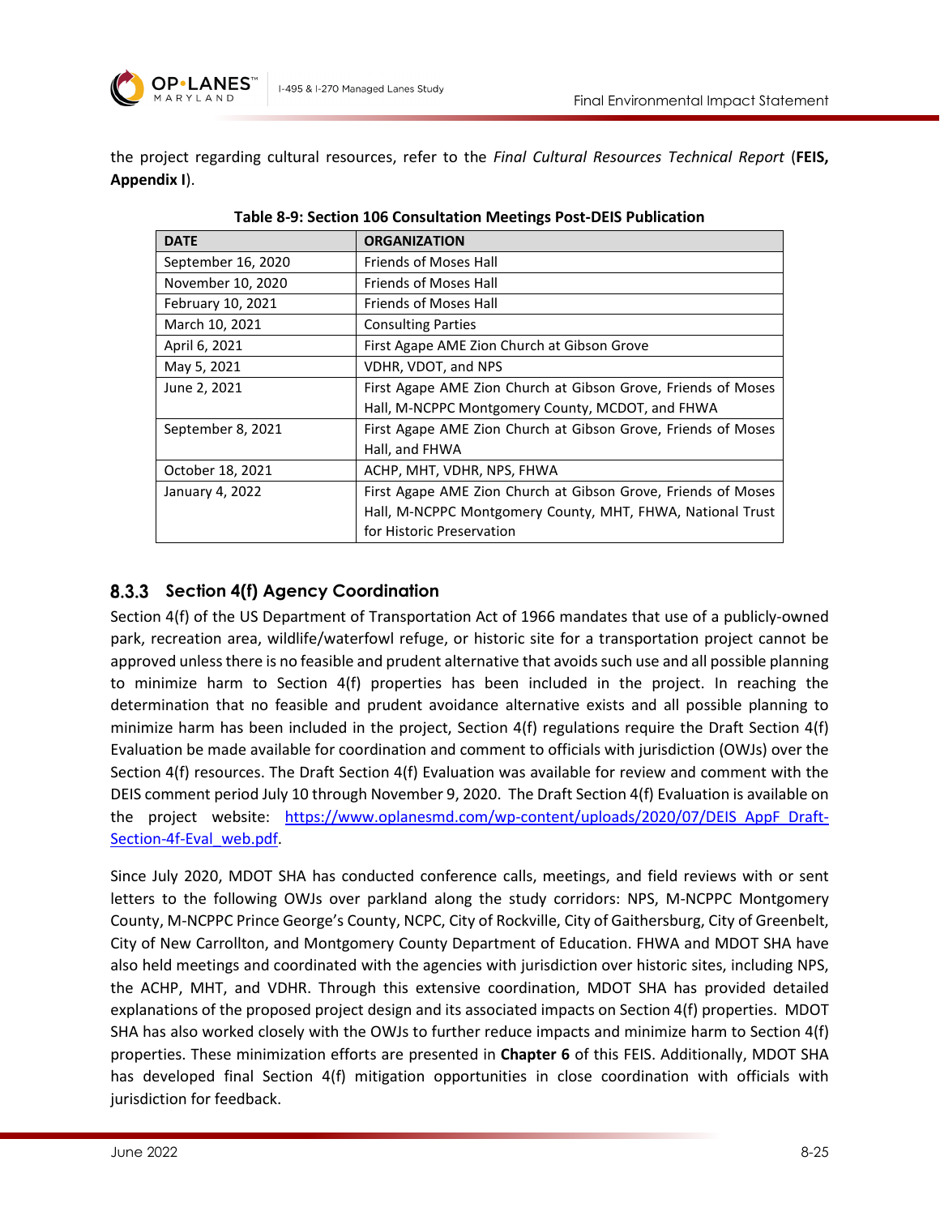the project regarding cultural resources, refer to the *Final Cultural Resources Technical Report* (**FEIS, Appendix I**).

**Table 8-9: Section 106 Consultation Meetings Post-DEIS Publication**

| DATE | ORGANIZATION |
|---|---|
| September 16, 2020 | Friends of Moses Hall |
| November 10, 2020 | Friends of Moses Hall |
| February 10, 2021 | Friends of Moses Hall |
| March 10, 2021 | Consulting Parties |
| April 6, 2021 | First Agape AME Zion Church at Gibson Grove |
| May 5, 2021 | VDHR, VDOT, and NPS |
| June 2, 2021 | First Agape AME Zion Church at Gibson Grove, Friends of Moses Hall, M-NCPPC Montgomery County, MCDOT, and FHWA |
| September 8, 2021 | First Agape AME Zion Church at Gibson Grove, Friends of Moses Hall, and FHWA |
| October 18, 2021 | ACHP, MHT, VDHR, NPS, FHWA |
| January 4, 2022 | First Agape AME Zion Church at Gibson Grove, Friends of Moses Hall, M-NCPPC Montgomery County, MHT, FHWA, National Trust for Historic Preservation |

### 8.3.3 Section 4(f) Agency Coordination

Section 4(f) of the US Department of Transportation Act of 1966 mandates that use of a publicly-owned park, recreation area, wildlife/waterfowl refuge, or historic site for a transportation project cannot be approved unless there is no feasible and prudent alternative that avoids such use and all possible planning to minimize harm to Section 4(f) properties has been included in the project. In reaching the determination that no feasible and prudent avoidance alternative exists and all possible planning to minimize harm has been included in the project, Section 4(f) regulations require the Draft Section 4(f) Evaluation be made available for coordination and comment to officials with jurisdiction (OWJs) over the Section 4(f) resources. The Draft Section 4(f) Evaluation was available for review and comment with the DEIS comment period July 10 through November 9, 2020. The Draft Section 4(f) Evaluation is available on the project website: https://www.oplanesmd.com/wp-content/uploads/2020/07/DEIS_AppF_Draft-Section-4f-Eval_web.pdf.

Since July 2020, MDOT SHA has conducted conference calls, meetings, and field reviews with or sent letters to the following OWJs over parkland along the study corridors: NPS, M-NCPPC Montgomery County, M-NCPPC Prince George's County, NCPC, City of Rockville, City of Gaithersburg, City of Greenbelt, City of New Carrollton, and Montgomery County Department of Education. FHWA and MDOT SHA have also held meetings and coordinated with the agencies with jurisdiction over historic sites, including NPS, the ACHP, MHT, and VDHR. Through this extensive coordination, MDOT SHA has provided detailed explanations of the proposed project design and its associated impacts on Section 4(f) properties. MDOT SHA has also worked closely with the OWJs to further reduce impacts and minimize harm to Section 4(f) properties. These minimization efforts are presented in **Chapter 6** of this FEIS. Additionally, MDOT SHA has developed final Section 4(f) mitigation opportunities in close coordination with officials with jurisdiction for feedback.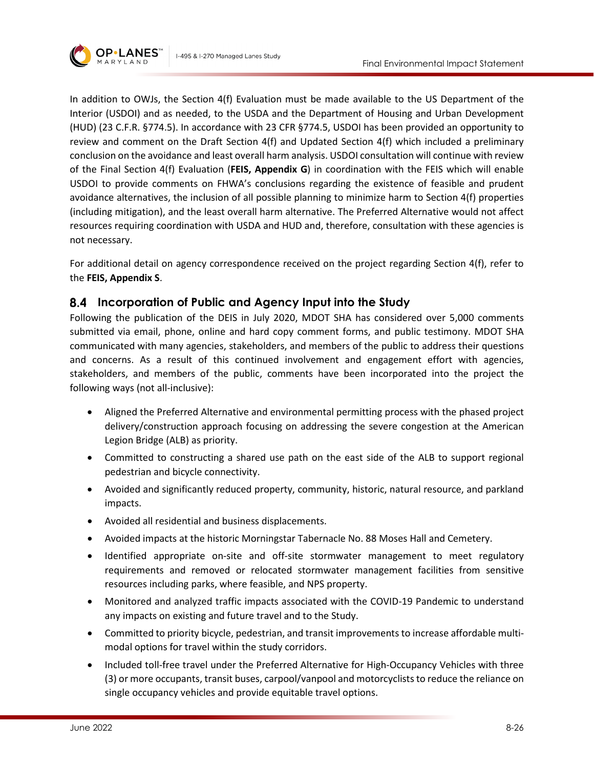In addition to OWJs, the Section 4(f) Evaluation must be made available to the US Department of the Interior (USDOI) and as needed, to the USDA and the Department of Housing and Urban Development (HUD) (23 C.F.R. §774.5). In accordance with 23 CFR §774.5, USDOI has been provided an opportunity to review and comment on the Draft Section 4(f) and Updated Section 4(f) which included a preliminary conclusion on the avoidance and least overall harm analysis. USDOI consultation will continue with review of the Final Section 4(f) Evaluation (**FEIS, Appendix G**) in coordination with the FEIS which will enable USDOI to provide comments on FHWA's conclusions regarding the existence of feasible and prudent avoidance alternatives, the inclusion of all possible planning to minimize harm to Section 4(f) properties (including mitigation), and the least overall harm alternative. The Preferred Alternative would not affect resources requiring coordination with USDA and HUD and, therefore, consultation with these agencies is not necessary.

For additional detail on agency correspondence received on the project regarding Section 4(f), refer to the **FEIS, Appendix S**.

## 8.4 Incorporation of Public and Agency Input into the Study

Following the publication of the DEIS in July 2020, MDOT SHA has considered over 5,000 comments submitted via email, phone, online and hard copy comment forms, and public testimony. MDOT SHA communicated with many agencies, stakeholders, and members of the public to address their questions and concerns. As a result of this continued involvement and engagement effort with agencies, stakeholders, and members of the public, comments have been incorporated into the project the following ways (not all-inclusive):

- Aligned the Preferred Alternative and environmental permitting process with the phased project delivery/construction approach focusing on addressing the severe congestion at the American Legion Bridge (ALB) as priority.
- Committed to constructing a shared use path on the east side of the ALB to support regional pedestrian and bicycle connectivity.
- Avoided and significantly reduced property, community, historic, natural resource, and parkland impacts.
- Avoided all residential and business displacements.
- Avoided impacts at the historic Morningstar Tabernacle No. 88 Moses Hall and Cemetery.
- Identified appropriate on-site and off-site stormwater management to meet regulatory requirements and removed or relocated stormwater management facilities from sensitive resources including parks, where feasible, and NPS property.
- Monitored and analyzed traffic impacts associated with the COVID-19 Pandemic to understand any impacts on existing and future travel and to the Study.
- Committed to priority bicycle, pedestrian, and transit improvements to increase affordable multi-modal options for travel within the study corridors.
- Included toll-free travel under the Preferred Alternative for High-Occupancy Vehicles with three (3) or more occupants, transit buses, carpool/vanpool and motorcyclists to reduce the reliance on single occupancy vehicles and provide equitable travel options.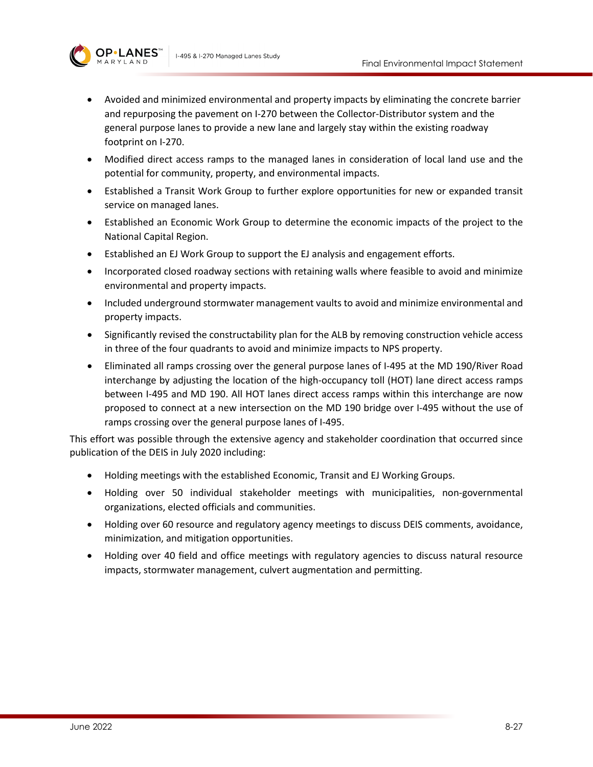- Avoided and minimized environmental and property impacts by eliminating the concrete barrier and repurposing the pavement on I-270 between the Collector-Distributor system and the general purpose lanes to provide a new lane and largely stay within the existing roadway footprint on I-270.
- Modified direct access ramps to the managed lanes in consideration of local land use and the potential for community, property, and environmental impacts.
- Established a Transit Work Group to further explore opportunities for new or expanded transit service on managed lanes.
- Established an Economic Work Group to determine the economic impacts of the project to the National Capital Region.
- Established an EJ Work Group to support the EJ analysis and engagement efforts.
- Incorporated closed roadway sections with retaining walls where feasible to avoid and minimize environmental and property impacts.
- Included underground stormwater management vaults to avoid and minimize environmental and property impacts.
- Significantly revised the constructability plan for the ALB by removing construction vehicle access in three of the four quadrants to avoid and minimize impacts to NPS property.
- Eliminated all ramps crossing over the general purpose lanes of I-495 at the MD 190/River Road interchange by adjusting the location of the high-occupancy toll (HOT) lane direct access ramps between I-495 and MD 190. All HOT lanes direct access ramps within this interchange are now proposed to connect at a new intersection on the MD 190 bridge over I-495 without the use of ramps crossing over the general purpose lanes of I-495.

This effort was possible through the extensive agency and stakeholder coordination that occurred since publication of the DEIS in July 2020 including:

- Holding meetings with the established Economic, Transit and EJ Working Groups.
- Holding over 50 individual stakeholder meetings with municipalities, non-governmental organizations, elected officials and communities.
- Holding over 60 resource and regulatory agency meetings to discuss DEIS comments, avoidance, minimization, and mitigation opportunities.
- Holding over 40 field and office meetings with regulatory agencies to discuss natural resource impacts, stormwater management, culvert augmentation and permitting.